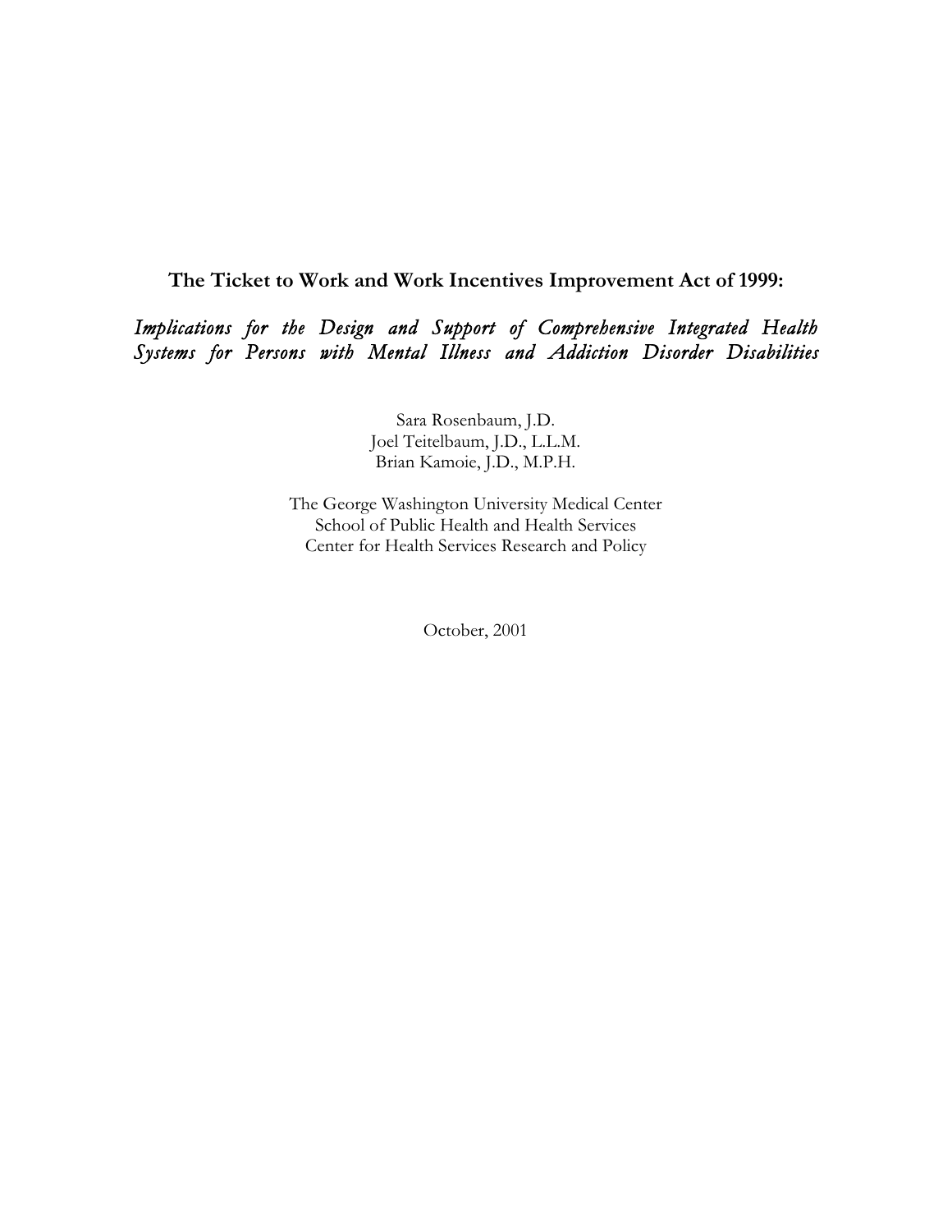# The Ticket to Work and Work Incentives Improvement Act of 1999:

## *Implications for the Design and Support of Comprehensive Integrated Health Systems for Persons with Mental Illness and Addiction Disorder Disabilities*

Sara Rosenbaum, J.D.
Joel Teitelbaum, J.D., L.L.M.
Brian Kamoie, J.D., M.P.H.

The George Washington University Medical Center
School of Public Health and Health Services
Center for Health Services Research and Policy

October, 2001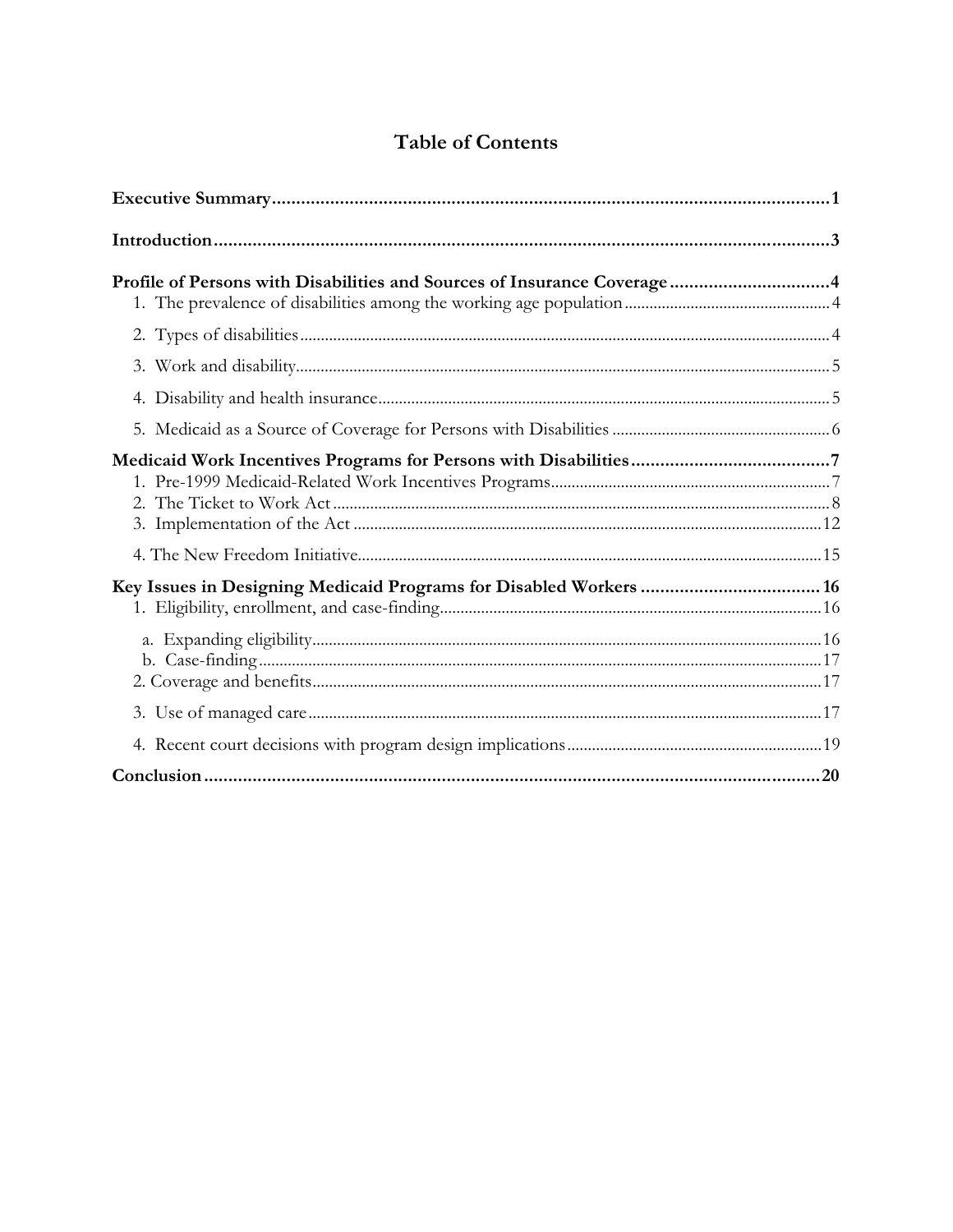# Table of Contents

**Executive Summary** ..................................................................................................................1

**Introduction** ................................................................................................................................3

**Profile of Persons with Disabilities and Sources of Insurance Coverage** ................................4

1. The prevalence of disabilities among the working age population ..........................................4
2. Types of disabilities ...................................................................................................................4
3. Work and disability ....................................................................................................................5
4. Disability and health insurance .................................................................................................5
5. Medicaid as a Source of Coverage for Persons with Disabilities ..............................................6

**Medicaid Work Incentives Programs for Persons with Disabilities** .........................................7

1. Pre-1999 Medicaid-Related Work Incentives Programs ............................................................7
2. The Ticket to Work Act ..............................................................................................................8
3. Implementation of the Act .........................................................................................................12
4. The New Freedom Initiative .......................................................................................................15

**Key Issues in Designing Medicaid Programs for Disabled Workers** ........................................16

1. Eligibility, enrollment, and case-finding .....................................................................................16
   - a. Expanding eligibility ...............................................................................................................16
   - b. Case-finding ...........................................................................................................................17
2. Coverage and benefits ................................................................................................................17
3. Use of managed care ..................................................................................................................17
4. Recent court decisions with program design implications .........................................................19

**Conclusion** ...................................................................................................................................20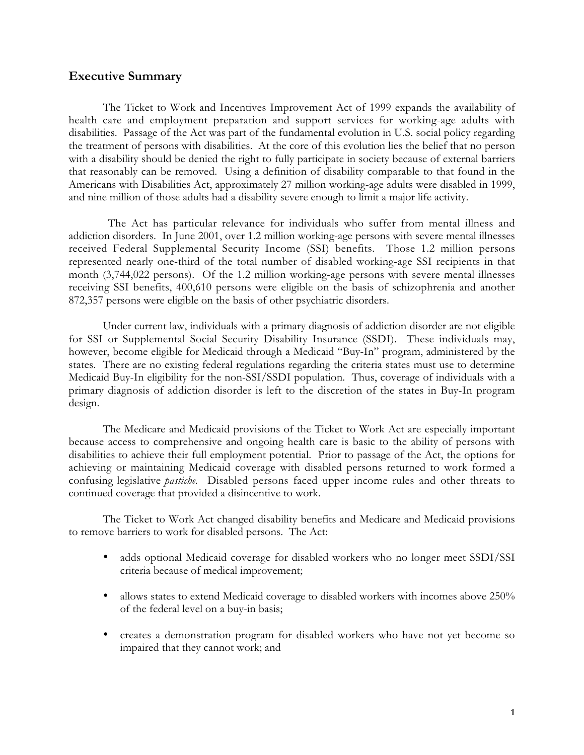## Executive Summary

The Ticket to Work and Incentives Improvement Act of 1999 expands the availability of health care and employment preparation and support services for working-age adults with disabilities. Passage of the Act was part of the fundamental evolution in U.S. social policy regarding the treatment of persons with disabilities. At the core of this evolution lies the belief that no person with a disability should be denied the right to fully participate in society because of external barriers that reasonably can be removed. Using a definition of disability comparable to that found in the Americans with Disabilities Act, approximately 27 million working-age adults were disabled in 1999, and nine million of those adults had a disability severe enough to limit a major life activity.

The Act has particular relevance for individuals who suffer from mental illness and addiction disorders. In June 2001, over 1.2 million working-age persons with severe mental illnesses received Federal Supplemental Security Income (SSI) benefits. Those 1.2 million persons represented nearly one-third of the total number of disabled working-age SSI recipients in that month (3,744,022 persons). Of the 1.2 million working-age persons with severe mental illnesses receiving SSI benefits, 400,610 persons were eligible on the basis of schizophrenia and another 872,357 persons were eligible on the basis of other psychiatric disorders.

Under current law, individuals with a primary diagnosis of addiction disorder are not eligible for SSI or Supplemental Social Security Disability Insurance (SSDI). These individuals may, however, become eligible for Medicaid through a Medicaid "Buy-In" program, administered by the states. There are no existing federal regulations regarding the criteria states must use to determine Medicaid Buy-In eligibility for the non-SSI/SSDI population. Thus, coverage of individuals with a primary diagnosis of addiction disorder is left to the discretion of the states in Buy-In program design.

The Medicare and Medicaid provisions of the Ticket to Work Act are especially important because access to comprehensive and ongoing health care is basic to the ability of persons with disabilities to achieve their full employment potential. Prior to passage of the Act, the options for achieving or maintaining Medicaid coverage with disabled persons returned to work formed a confusing legislative *pastiche*. Disabled persons faced upper income rules and other threats to continued coverage that provided a disincentive to work.

The Ticket to Work Act changed disability benefits and Medicare and Medicaid provisions to remove barriers to work for disabled persons. The Act:

- adds optional Medicaid coverage for disabled workers who no longer meet SSDI/SSI criteria because of medical improvement;
- allows states to extend Medicaid coverage to disabled workers with incomes above 250% of the federal level on a buy-in basis;
- creates a demonstration program for disabled workers who have not yet become so impaired that they cannot work; and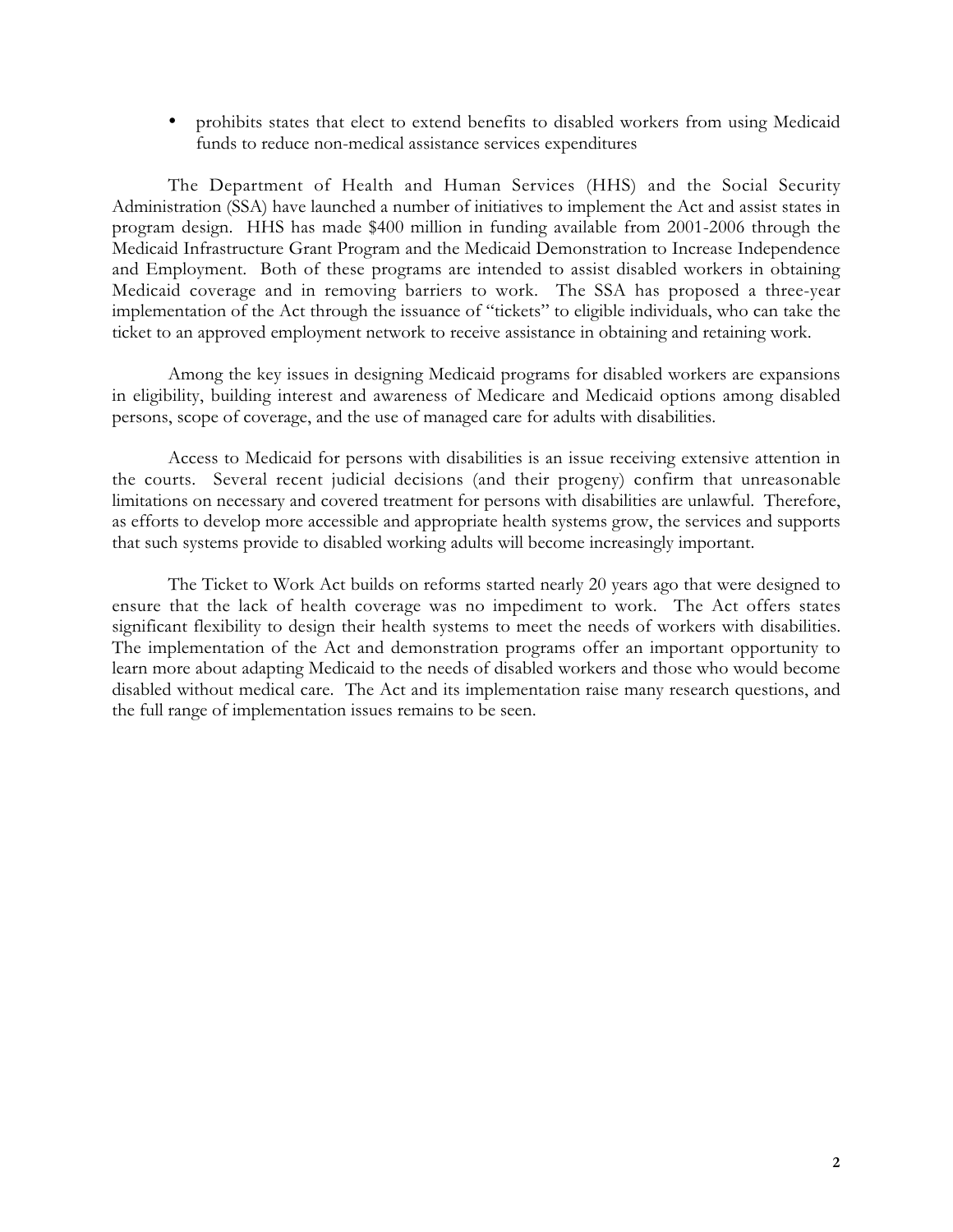- prohibits states that elect to extend benefits to disabled workers from using Medicaid funds to reduce non-medical assistance services expenditures

The Department of Health and Human Services (HHS) and the Social Security Administration (SSA) have launched a number of initiatives to implement the Act and assist states in program design. HHS has made $400 million in funding available from 2001-2006 through the Medicaid Infrastructure Grant Program and the Medicaid Demonstration to Increase Independence and Employment. Both of these programs are intended to assist disabled workers in obtaining Medicaid coverage and in removing barriers to work. The SSA has proposed a three-year implementation of the Act through the issuance of "tickets" to eligible individuals, who can take the ticket to an approved employment network to receive assistance in obtaining and retaining work.

Among the key issues in designing Medicaid programs for disabled workers are expansions in eligibility, building interest and awareness of Medicare and Medicaid options among disabled persons, scope of coverage, and the use of managed care for adults with disabilities.

Access to Medicaid for persons with disabilities is an issue receiving extensive attention in the courts. Several recent judicial decisions (and their progeny) confirm that unreasonable limitations on necessary and covered treatment for persons with disabilities are unlawful. Therefore, as efforts to develop more accessible and appropriate health systems grow, the services and supports that such systems provide to disabled working adults will become increasingly important.

The Ticket to Work Act builds on reforms started nearly 20 years ago that were designed to ensure that the lack of health coverage was no impediment to work. The Act offers states significant flexibility to design their health systems to meet the needs of workers with disabilities. The implementation of the Act and demonstration programs offer an important opportunity to learn more about adapting Medicaid to the needs of disabled workers and those who would become disabled without medical care. The Act and its implementation raise many research questions, and the full range of implementation issues remains to be seen.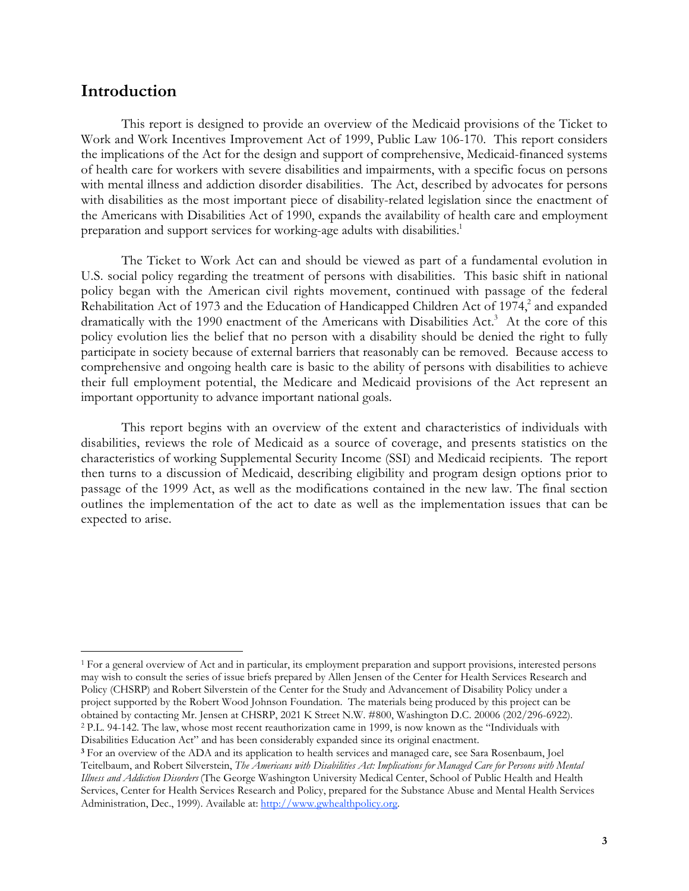## Introduction

This report is designed to provide an overview of the Medicaid provisions of the Ticket to Work and Work Incentives Improvement Act of 1999, Public Law 106-170. This report considers the implications of the Act for the design and support of comprehensive, Medicaid-financed systems of health care for workers with severe disabilities and impairments, with a specific focus on persons with mental illness and addiction disorder disabilities. The Act, described by advocates for persons with disabilities as the most important piece of disability-related legislation since the enactment of the Americans with Disabilities Act of 1990, expands the availability of health care and employment preparation and support services for working-age adults with disabilities.[1]

The Ticket to Work Act can and should be viewed as part of a fundamental evolution in U.S. social policy regarding the treatment of persons with disabilities. This basic shift in national policy began with the American civil rights movement, continued with passage of the federal Rehabilitation Act of 1973 and the Education of Handicapped Children Act of 1974,[2] and expanded dramatically with the 1990 enactment of the Americans with Disabilities Act.[3] At the core of this policy evolution lies the belief that no person with a disability should be denied the right to fully participate in society because of external barriers that reasonably can be removed. Because access to comprehensive and ongoing health care is basic to the ability of persons with disabilities to achieve their full employment potential, the Medicare and Medicaid provisions of the Act represent an important opportunity to advance important national goals.

This report begins with an overview of the extent and characteristics of individuals with disabilities, reviews the role of Medicaid as a source of coverage, and presents statistics on the characteristics of working Supplemental Security Income (SSI) and Medicaid recipients. The report then turns to a discussion of Medicaid, describing eligibility and program design options prior to passage of the 1999 Act, as well as the modifications contained in the new law. The final section outlines the implementation of the act to date as well as the implementation issues that can be expected to arise.

---

[1] For a general overview of Act and in particular, its employment preparation and support provisions, interested persons may wish to consult the series of issue briefs prepared by Allen Jensen of the Center for Health Services Research and Policy (CHSRP) and Robert Silverstein of the Center for the Study and Advancement of Disability Policy under a project supported by the Robert Wood Johnson Foundation. The materials being produced by this project can be obtained by contacting Mr. Jensen at CHSRP, 2021 K Street N.W. #800, Washington D.C. 20006 (202/296-6922).

[2] P.L. 94-142. The law, whose most recent reauthorization came in 1999, is now known as the "Individuals with Disabilities Education Act" and has been considerably expanded since its original enactment.

[3] For an overview of the ADA and its application to health services and managed care, see Sara Rosenbaum, Joel Teitelbaum, and Robert Silverstein, *The Americans with Disabilities Act: Implications for Managed Care for Persons with Mental Illness and Addiction Disorders* (The George Washington University Medical Center, School of Public Health and Health Services, Center for Health Services Research and Policy, prepared for the Substance Abuse and Mental Health Services Administration, Dec., 1999). Available at: http://www.gwhealthpolicy.org.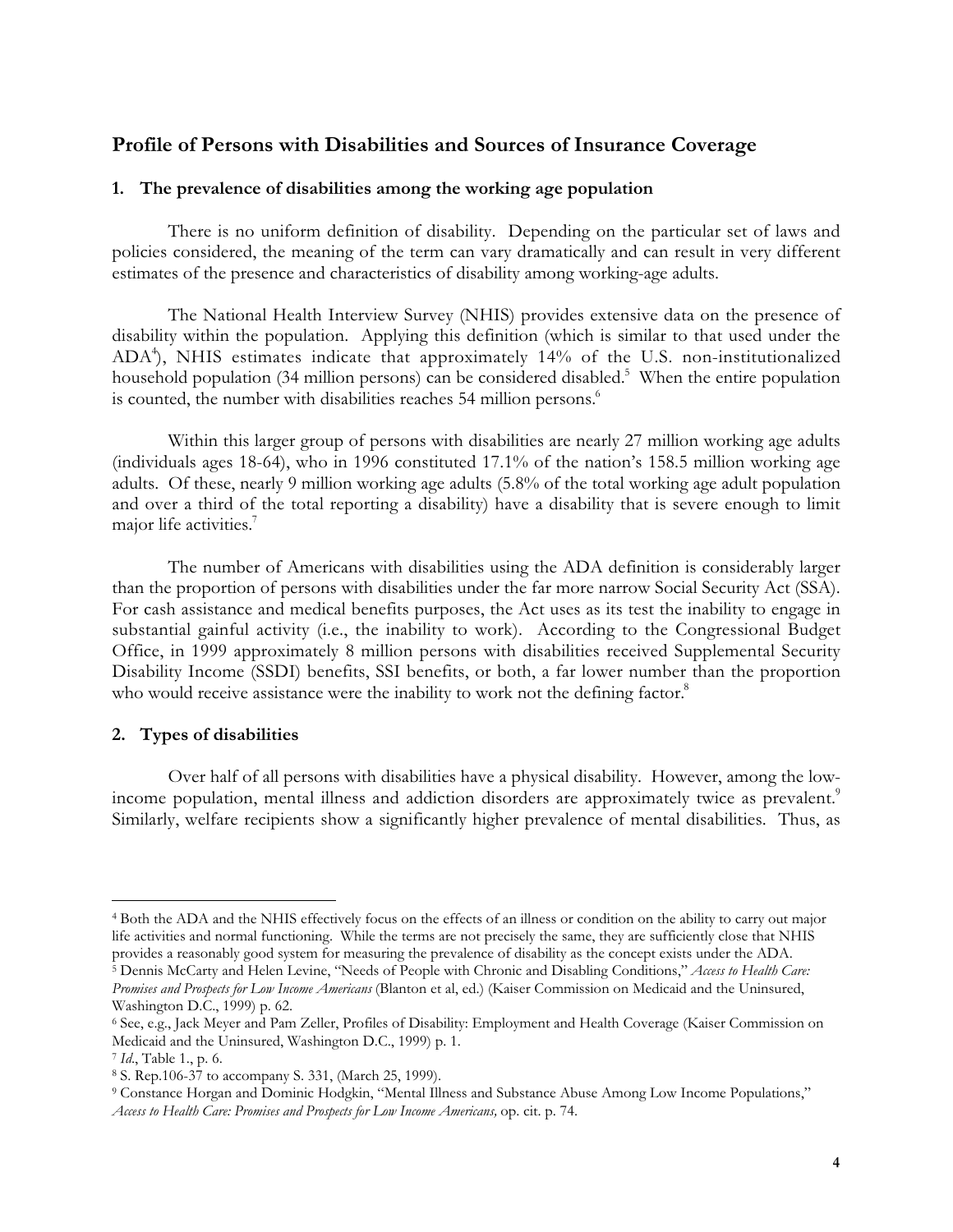## Profile of Persons with Disabilities and Sources of Insurance Coverage

### 1. The prevalence of disabilities among the working age population

There is no uniform definition of disability. Depending on the particular set of laws and policies considered, the meaning of the term can vary dramatically and can result in very different estimates of the presence and characteristics of disability among working-age adults.

The National Health Interview Survey (NHIS) provides extensive data on the presence of disability within the population. Applying this definition (which is similar to that used under the ADA[4]), NHIS estimates indicate that approximately 14% of the U.S. non-institutionalized household population (34 million persons) can be considered disabled.[5] When the entire population is counted, the number with disabilities reaches 54 million persons.[6]

Within this larger group of persons with disabilities are nearly 27 million working age adults (individuals ages 18-64), who in 1996 constituted 17.1% of the nation's 158.5 million working age adults. Of these, nearly 9 million working age adults (5.8% of the total working age adult population and over a third of the total reporting a disability) have a disability that is severe enough to limit major life activities.[7]

The number of Americans with disabilities using the ADA definition is considerably larger than the proportion of persons with disabilities under the far more narrow Social Security Act (SSA). For cash assistance and medical benefits purposes, the Act uses as its test the inability to engage in substantial gainful activity (i.e., the inability to work). According to the Congressional Budget Office, in 1999 approximately 8 million persons with disabilities received Supplemental Security Disability Income (SSDI) benefits, SSI benefits, or both, a far lower number than the proportion who would receive assistance were the inability to work not the defining factor.[8]

### 2. Types of disabilities

Over half of all persons with disabilities have a physical disability. However, among the low-income population, mental illness and addiction disorders are approximately twice as prevalent.[9] Similarly, welfare recipients show a significantly higher prevalence of mental disabilities. Thus, as

---

[4] Both the ADA and the NHIS effectively focus on the effects of an illness or condition on the ability to carry out major life activities and normal functioning. While the terms are not precisely the same, they are sufficiently close that NHIS provides a reasonably good system for measuring the prevalence of disability as the concept exists under the ADA.

[5] Dennis McCarty and Helen Levine, "Needs of People with Chronic and Disabling Conditions," *Access to Health Care: Promises and Prospects for Low Income Americans* (Blanton et al, ed.) (Kaiser Commission on Medicaid and the Uninsured, Washington D.C., 1999) p. 62.

[6] See, e.g., Jack Meyer and Pam Zeller, Profiles of Disability: Employment and Health Coverage (Kaiser Commission on Medicaid and the Uninsured, Washington D.C., 1999) p. 1.

[7] *Id*., Table 1., p. 6.

[8] S. Rep.106-37 to accompany S. 331, (March 25, 1999).

[9] Constance Horgan and Dominic Hodgkin, "Mental Illness and Substance Abuse Among Low Income Populations," *Access to Health Care: Promises and Prospects for Low Income Americans,* op. cit. p. 74.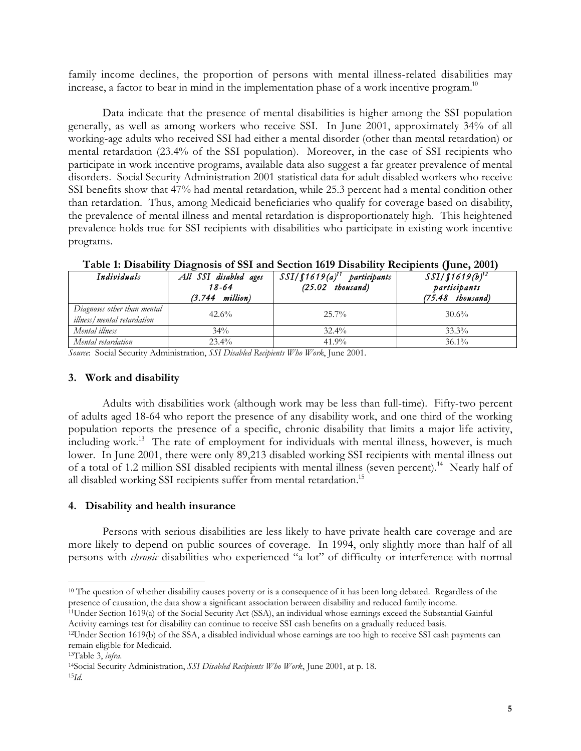family income declines, the proportion of persons with mental illness-related disabilities may increase, a factor to bear in mind in the implementation phase of a work incentive program.[10]

Data indicate that the presence of mental disabilities is higher among the SSI population generally, as well as among workers who receive SSI. In June 2001, approximately 34% of all working-age adults who received SSI had either a mental disorder (other than mental retardation) or mental retardation (23.4% of the SSI population). Moreover, in the case of SSI recipients who participate in work incentive programs, available data also suggest a far greater prevalence of mental disorders. Social Security Administration 2001 statistical data for adult disabled workers who receive SSI benefits show that 47% had mental retardation, while 25.3 percent had a mental condition other than retardation. Thus, among Medicaid beneficiaries who qualify for coverage based on disability, the prevalence of mental illness and mental retardation is disproportionately high. This heightened prevalence holds true for SSI recipients with disabilities who participate in existing work incentive programs.

**Table 1: Disability Diagnosis of SSI and Section 1619 Disability Recipients (June, 2001)**

| *Individuals* | *All SSI disabled ages 18-64 (3.744 million)* | *SSI/§1619(a)[11] participants (25.02 thousand)* | *SSI/§1619(b)[12] participants (75.48 thousand)* |
|---|---|---|---|
| *Diagnoses other than mental illness/mental retardation* | 42.6% | 25.7% | 30.6% |
| *Mental illness* | 34% | 32.4% | 33.3% |
| *Mental retardation* | 23.4% | 41.9% | 36.1% |

*Source*: Social Security Administration, *SSI Disabled Recipients Who Work*, June 2001.

### 3. Work and disability

Adults with disabilities work (although work may be less than full-time). Fifty-two percent of adults aged 18-64 who report the presence of any disability work, and one third of the working population reports the presence of a specific, chronic disability that limits a major life activity, including work.[13] The rate of employment for individuals with mental illness, however, is much lower. In June 2001, there were only 89,213 disabled working SSI recipients with mental illness out of a total of 1.2 million SSI disabled recipients with mental illness (seven percent).[14] Nearly half of all disabled working SSI recipients suffer from mental retardation.[15]

### 4. Disability and health insurance

Persons with serious disabilities are less likely to have private health care coverage and are more likely to depend on public sources of coverage. In 1994, only slightly more than half of all persons with *chronic* disabilities who experienced "a lot" of difficulty or interference with normal

---

[10] The question of whether disability causes poverty or is a consequence of it has been long debated. Regardless of the presence of causation, the data show a significant association between disability and reduced family income.

[11] Under Section 1619(a) of the Social Security Act (SSA), an individual whose earnings exceed the Substantial Gainful Activity earnings test for disability can continue to receive SSI cash benefits on a gradually reduced basis.

[12] Under Section 1619(b) of the SSA, a disabled individual whose earnings are too high to receive SSI cash payments can remain eligible for Medicaid.

[13] Table 3, *infra*.

[14] Social Security Administration, *SSI Disabled Recipients Who Work*, June 2001, at p. 18.

[15] *Id.*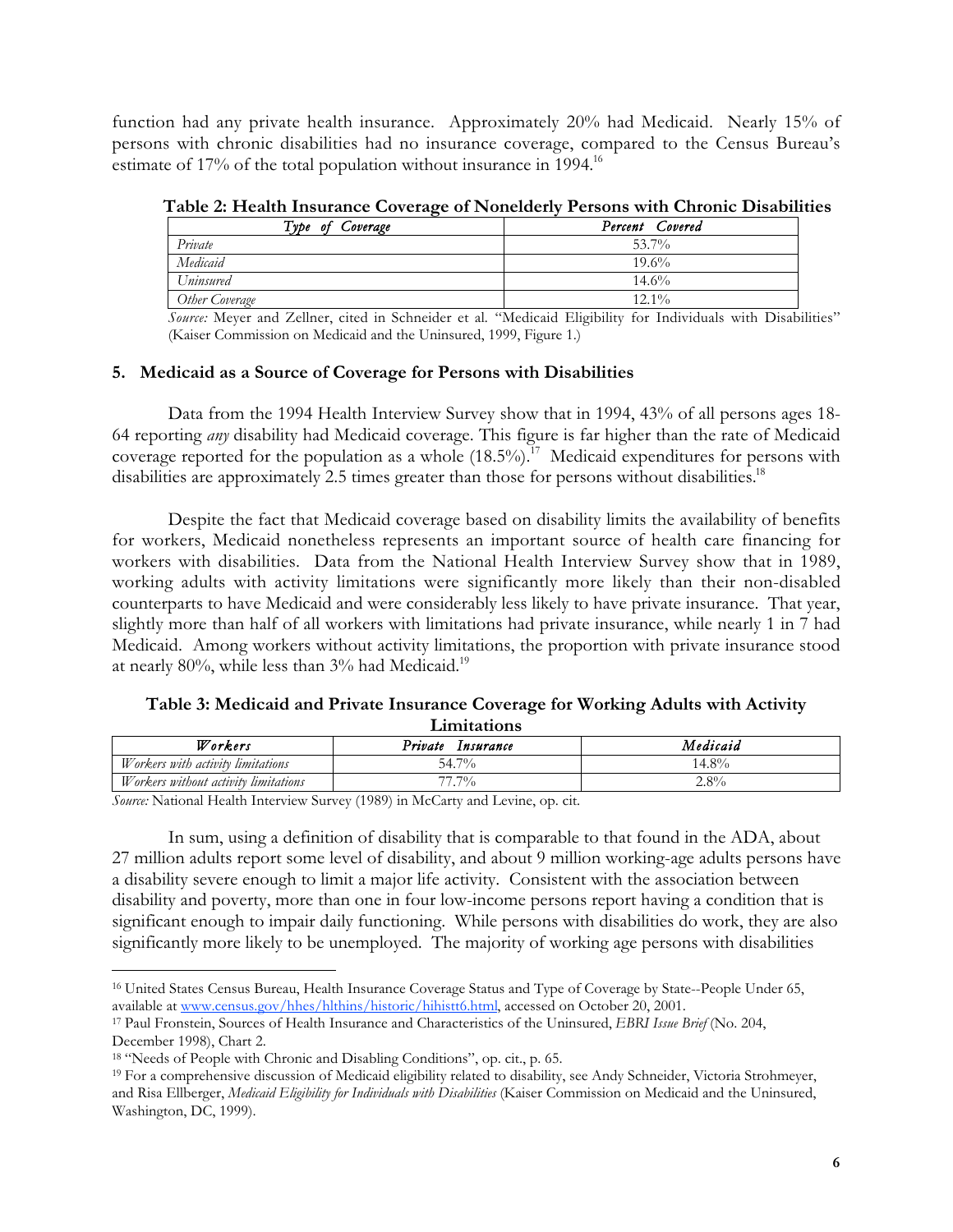function had any private health insurance. Approximately 20% had Medicaid. Nearly 15% of persons with chronic disabilities had no insurance coverage, compared to the Census Bureau's estimate of 17% of the total population without insurance in 1994.[16]

**Table 2: Health Insurance Coverage of Nonelderly Persons with Chronic Disabilities**

| *Type of Coverage* | *Percent Covered* |
|---|---|
| *Private* | 53.7% |
| *Medicaid* | 19.6% |
| *Uninsured* | 14.6% |
| *Other Coverage* | 12.1% |

*Source:* Meyer and Zellner, cited in Schneider et al. "Medicaid Eligibility for Individuals with Disabilities" (Kaiser Commission on Medicaid and the Uninsured, 1999, Figure 1.)

### 5. Medicaid as a Source of Coverage for Persons with Disabilities

Data from the 1994 Health Interview Survey show that in 1994, 43% of all persons ages 18-64 reporting *any* disability had Medicaid coverage. This figure is far higher than the rate of Medicaid coverage reported for the population as a whole (18.5%).[17] Medicaid expenditures for persons with disabilities are approximately 2.5 times greater than those for persons without disabilities.[18]

Despite the fact that Medicaid coverage based on disability limits the availability of benefits for workers, Medicaid nonetheless represents an important source of health care financing for workers with disabilities. Data from the National Health Interview Survey show that in 1989, working adults with activity limitations were significantly more likely than their non-disabled counterparts to have Medicaid and were considerably less likely to have private insurance. That year, slightly more than half of all workers with limitations had private insurance, while nearly 1 in 7 had Medicaid. Among workers without activity limitations, the proportion with private insurance stood at nearly 80%, while less than 3% had Medicaid.[19]

**Table 3: Medicaid and Private Insurance Coverage for Working Adults with Activity Limitations**

| *Workers* | *Private Insurance* | *Medicaid* |
|---|---|---|
| *Workers with activity limitations* | 54.7% | 14.8% |
| *Workers without activity limitations* | 77.7% | 2.8% |

*Source:* National Health Interview Survey (1989) in McCarty and Levine, op. cit.

In sum, using a definition of disability that is comparable to that found in the ADA, about 27 million adults report some level of disability, and about 9 million working-age adults persons have a disability severe enough to limit a major life activity. Consistent with the association between disability and poverty, more than one in four low-income persons report having a condition that is significant enough to impair daily functioning. While persons with disabilities do work, they are also significantly more likely to be unemployed. The majority of working age persons with disabilities

---

[16] United States Census Bureau, Health Insurance Coverage Status and Type of Coverage by State--People Under 65, available at www.census.gov/hhes/hlthins/historic/hihistt6.html, accessed on October 20, 2001.

[17] Paul Fronstein, Sources of Health Insurance and Characteristics of the Uninsured, *EBRI Issue Brief* (No. 204, December 1998), Chart 2.

[18] "Needs of People with Chronic and Disabling Conditions", op. cit., p. 65.

[19] For a comprehensive discussion of Medicaid eligibility related to disability, see Andy Schneider, Victoria Strohmeyer, and Risa Ellberger, *Medicaid Eligibility for Individuals with Disabilities* (Kaiser Commission on Medicaid and the Uninsured, Washington, DC, 1999).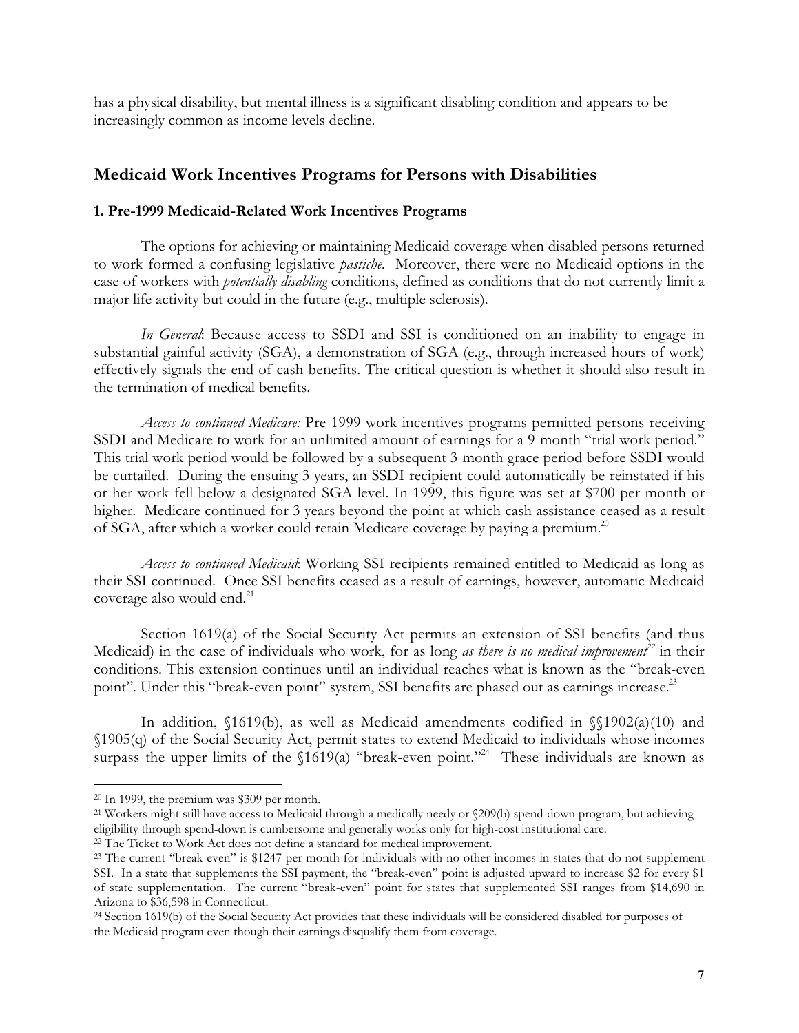has a physical disability, but mental illness is a significant disabling condition and appears to be increasingly common as income levels decline.

## Medicaid Work Incentives Programs for Persons with Disabilities

### 1. Pre-1999 Medicaid-Related Work Incentives Programs

The options for achieving or maintaining Medicaid coverage when disabled persons returned to work formed a confusing legislative *pastiche*. Moreover, there were no Medicaid options in the case of workers with *potentially disabling* conditions, defined as conditions that do not currently limit a major life activity but could in the future (e.g., multiple sclerosis).

*In General*: Because access to SSDI and SSI is conditioned on an inability to engage in substantial gainful activity (SGA), a demonstration of SGA (e.g., through increased hours of work) effectively signals the end of cash benefits. The critical question is whether it should also result in the termination of medical benefits.

*Access to continued Medicare:* Pre-1999 work incentives programs permitted persons receiving SSDI and Medicare to work for an unlimited amount of earnings for a 9-month "trial work period." This trial work period would be followed by a subsequent 3-month grace period before SSDI would be curtailed. During the ensuing 3 years, an SSDI recipient could automatically be reinstated if his or her work fell below a designated SGA level. In 1999, this figure was set at $700 per month or higher. Medicare continued for 3 years beyond the point at which cash assistance ceased as a result of SGA, after which a worker could retain Medicare coverage by paying a premium.[20]

*Access to continued Medicaid*: Working SSI recipients remained entitled to Medicaid as long as their SSI continued. Once SSI benefits ceased as a result of earnings, however, automatic Medicaid coverage also would end.[21]

Section 1619(a) of the Social Security Act permits an extension of SSI benefits (and thus Medicaid) in the case of individuals who work, for as long *as there is no medical improvement*[22] in their conditions. This extension continues until an individual reaches what is known as the "break-even point". Under this "break-even point" system, SSI benefits are phased out as earnings increase.[23]

In addition, §1619(b), as well as Medicaid amendments codified in §§1902(a)(10) and §1905(q) of the Social Security Act, permit states to extend Medicaid to individuals whose incomes surpass the upper limits of the §1619(a) "break-even point."[24] These individuals are known as

---

[20] In 1999, the premium was $309 per month.

[21] Workers might still have access to Medicaid through a medically needy or §209(b) spend-down program, but achieving eligibility through spend-down is cumbersome and generally works only for high-cost institutional care.

[22] The Ticket to Work Act does not define a standard for medical improvement.

[23] The current "break-even" is $1247 per month for individuals with no other incomes in states that do not supplement SSI. In a state that supplements the SSI payment, the "break-even" point is adjusted upward to increase $2 for every $1 of state supplementation. The current "break-even" point for states that supplemented SSI ranges from $14,690 in Arizona to $36,598 in Connecticut.

[24] Section 1619(b) of the Social Security Act provides that these individuals will be considered disabled for purposes of the Medicaid program even though their earnings disqualify them from coverage.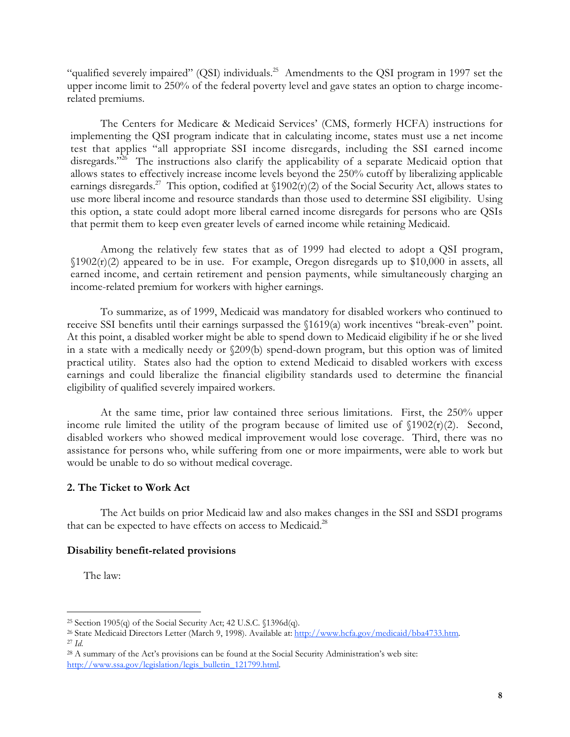"qualified severely impaired" (QSI) individuals.[25] Amendments to the QSI program in 1997 set the upper income limit to 250% of the federal poverty level and gave states an option to charge income-related premiums.

The Centers for Medicare & Medicaid Services' (CMS, formerly HCFA) instructions for implementing the QSI program indicate that in calculating income, states must use a net income test that applies "all appropriate SSI income disregards, including the SSI earned income disregards."[26] The instructions also clarify the applicability of a separate Medicaid option that allows states to effectively increase income levels beyond the 250% cutoff by liberalizing applicable earnings disregards.[27] This option, codified at §1902(r)(2) of the Social Security Act, allows states to use more liberal income and resource standards than those used to determine SSI eligibility. Using this option, a state could adopt more liberal earned income disregards for persons who are QSIs that permit them to keep even greater levels of earned income while retaining Medicaid.

Among the relatively few states that as of 1999 had elected to adopt a QSI program, §1902(r)(2) appeared to be in use. For example, Oregon disregards up to $10,000 in assets, all earned income, and certain retirement and pension payments, while simultaneously charging an income-related premium for workers with higher earnings.

To summarize, as of 1999, Medicaid was mandatory for disabled workers who continued to receive SSI benefits until their earnings surpassed the §1619(a) work incentives "break-even" point. At this point, a disabled worker might be able to spend down to Medicaid eligibility if he or she lived in a state with a medically needy or §209(b) spend-down program, but this option was of limited practical utility. States also had the option to extend Medicaid to disabled workers with excess earnings and could liberalize the financial eligibility standards used to determine the financial eligibility of qualified severely impaired workers.

At the same time, prior law contained three serious limitations. First, the 250% upper income rule limited the utility of the program because of limited use of §1902(r)(2). Second, disabled workers who showed medical improvement would lose coverage. Third, there was no assistance for persons who, while suffering from one or more impairments, were able to work but would be unable to do so without medical coverage.

### 2. The Ticket to Work Act

The Act builds on prior Medicaid law and also makes changes in the SSI and SSDI programs that can be expected to have effects on access to Medicaid.[28]

#### Disability benefit-related provisions

The law:

---

[25] Section 1905(q) of the Social Security Act; 42 U.S.C. §1396d(q).

[26] State Medicaid Directors Letter (March 9, 1998). Available at: http://www.hcfa.gov/medicaid/bba4733.htm.

[27] *Id.*

[28] A summary of the Act's provisions can be found at the Social Security Administration's web site: http://www.ssa.gov/legislation/legis_bulletin_121799.html.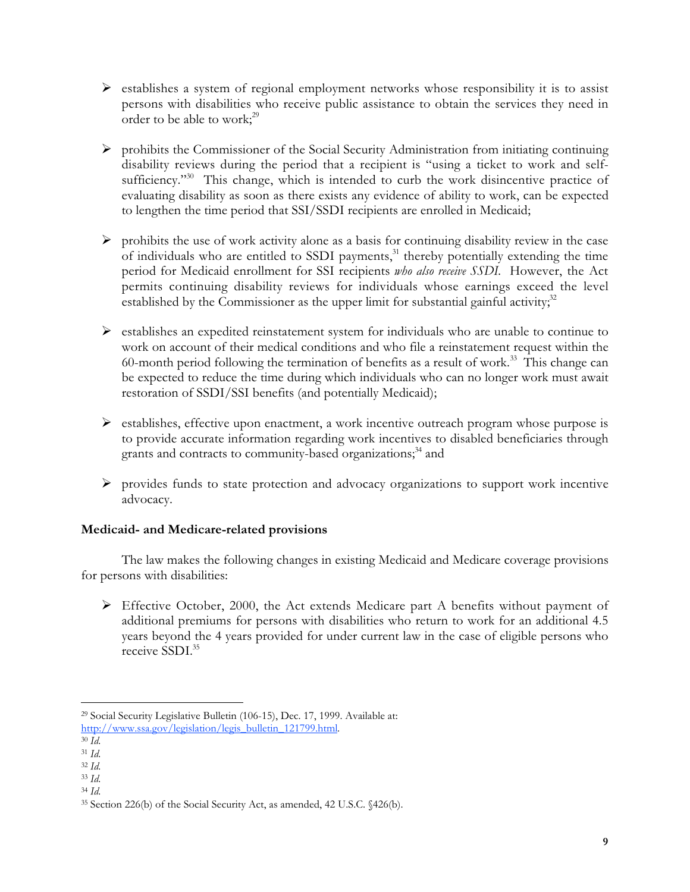- establishes a system of regional employment networks whose responsibility it is to assist persons with disabilities who receive public assistance to obtain the services they need in order to be able to work;[29]

- prohibits the Commissioner of the Social Security Administration from initiating continuing disability reviews during the period that a recipient is "using a ticket to work and self-sufficiency."[30] This change, which is intended to curb the work disincentive practice of evaluating disability as soon as there exists any evidence of ability to work, can be expected to lengthen the time period that SSI/SSDI recipients are enrolled in Medicaid;

- prohibits the use of work activity alone as a basis for continuing disability review in the case of individuals who are entitled to SSDI payments,[31] thereby potentially extending the time period for Medicaid enrollment for SSI recipients *who also receive SSDI*. However, the Act permits continuing disability reviews for individuals whose earnings exceed the level established by the Commissioner as the upper limit for substantial gainful activity;[32]

- establishes an expedited reinstatement system for individuals who are unable to continue to work on account of their medical conditions and who file a reinstatement request within the 60-month period following the termination of benefits as a result of work.[33] This change can be expected to reduce the time during which individuals who can no longer work must await restoration of SSDI/SSI benefits (and potentially Medicaid);

- establishes, effective upon enactment, a work incentive outreach program whose purpose is to provide accurate information regarding work incentives to disabled beneficiaries through grants and contracts to community-based organizations;[34] and

- provides funds to state protection and advocacy organizations to support work incentive advocacy.

**Medicaid- and Medicare-related provisions**

The law makes the following changes in existing Medicaid and Medicare coverage provisions for persons with disabilities:

- Effective October, 2000, the Act extends Medicare part A benefits without payment of additional premiums for persons with disabilities who return to work for an additional 4.5 years beyond the 4 years provided for under current law in the case of eligible persons who receive SSDI.[35]

---

[29] Social Security Legislative Bulletin (106-15), Dec. 17, 1999. Available at: http://www.ssa.gov/legislation/legis_bulletin_121799.html.

[30] *Id.*

[31] *Id.*

[32] *Id.*

[33] *Id.*

[34] *Id.*

[35] Section 226(b) of the Social Security Act, as amended, 42 U.S.C. §426(b).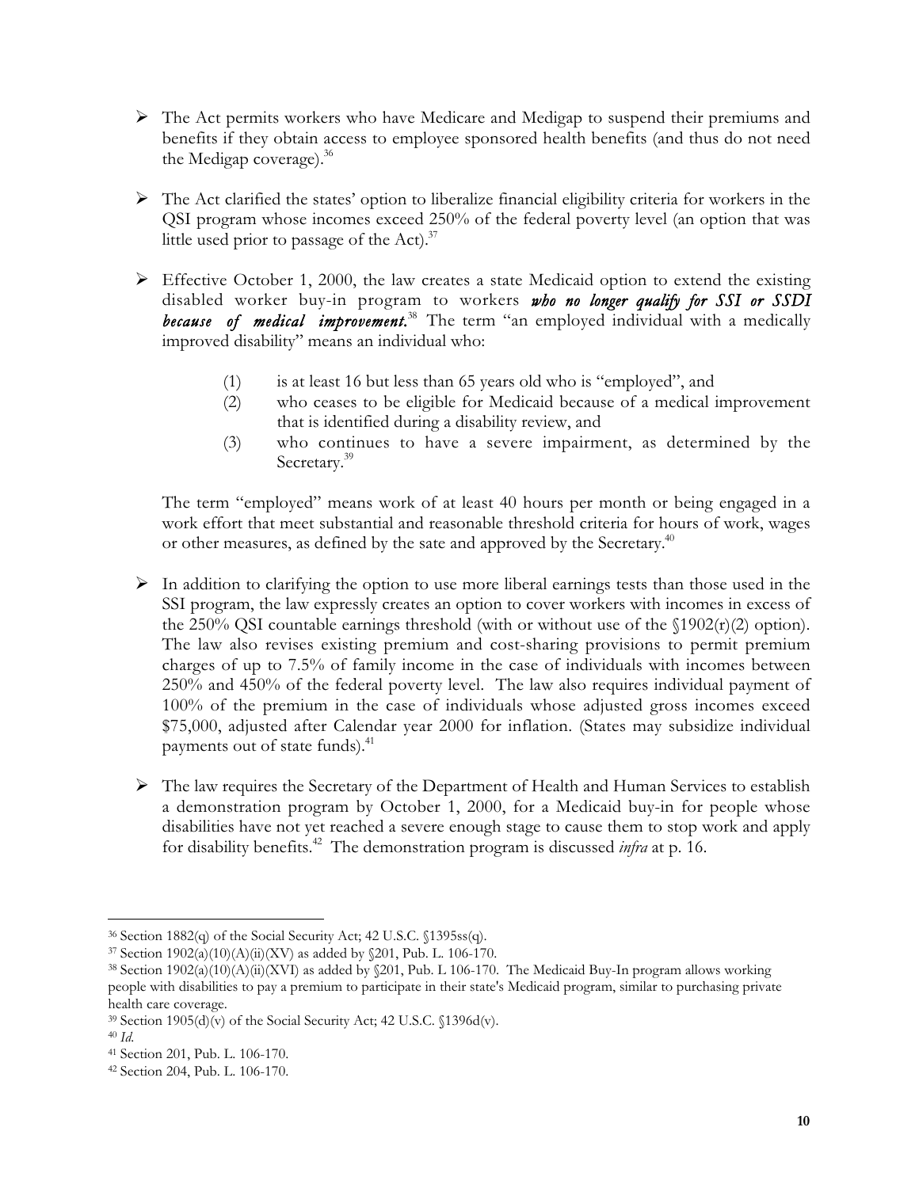- The Act permits workers who have Medicare and Medigap to suspend their premiums and benefits if they obtain access to employee sponsored health benefits (and thus do not need the Medigap coverage).[36]

- The Act clarified the states' option to liberalize financial eligibility criteria for workers in the QSI program whose incomes exceed 250% of the federal poverty level (an option that was little used prior to passage of the Act).[37]

- Effective October 1, 2000, the law creates a state Medicaid option to extend the existing disabled worker buy-in program to workers ***who no longer qualify for SSI or SSDI because of medical improvement.***[38] The term "an employed individual with a medically improved disability" means an individual who:

  (1) is at least 16 but less than 65 years old who is "employed", and
  (2) who ceases to be eligible for Medicaid because of a medical improvement that is identified during a disability review, and
  (3) who continues to have a severe impairment, as determined by the Secretary.[39]

  The term "employed" means work of at least 40 hours per month or being engaged in a work effort that meet substantial and reasonable threshold criteria for hours of work, wages or other measures, as defined by the sate and approved by the Secretary.[40]

- In addition to clarifying the option to use more liberal earnings tests than those used in the SSI program, the law expressly creates an option to cover workers with incomes in excess of the 250% QSI countable earnings threshold (with or without use of the §1902(r)(2) option). The law also revises existing premium and cost-sharing provisions to permit premium charges of up to 7.5% of family income in the case of individuals with incomes between 250% and 450% of the federal poverty level. The law also requires individual payment of 100% of the premium in the case of individuals whose adjusted gross incomes exceed $75,000, adjusted after Calendar year 2000 for inflation. (States may subsidize individual payments out of state funds).[41]

- The law requires the Secretary of the Department of Health and Human Services to establish a demonstration program by October 1, 2000, for a Medicaid buy-in for people whose disabilities have not yet reached a severe enough stage to cause them to stop work and apply for disability benefits.[42] The demonstration program is discussed *infra* at p. 16.

---

[36] Section 1882(q) of the Social Security Act; 42 U.S.C. §1395ss(q).

[37] Section 1902(a)(10)(A)(ii)(XV) as added by §201, Pub. L. 106-170.

[38] Section 1902(a)(10)(A)(ii)(XVI) as added by §201, Pub. L 106-170. The Medicaid Buy-In program allows working people with disabilities to pay a premium to participate in their state's Medicaid program, similar to purchasing private health care coverage.

[39] Section 1905(d)(v) of the Social Security Act; 42 U.S.C. §1396d(v).

[40] *Id.*

[41] Section 201, Pub. L. 106-170.

[42] Section 204, Pub. L. 106-170.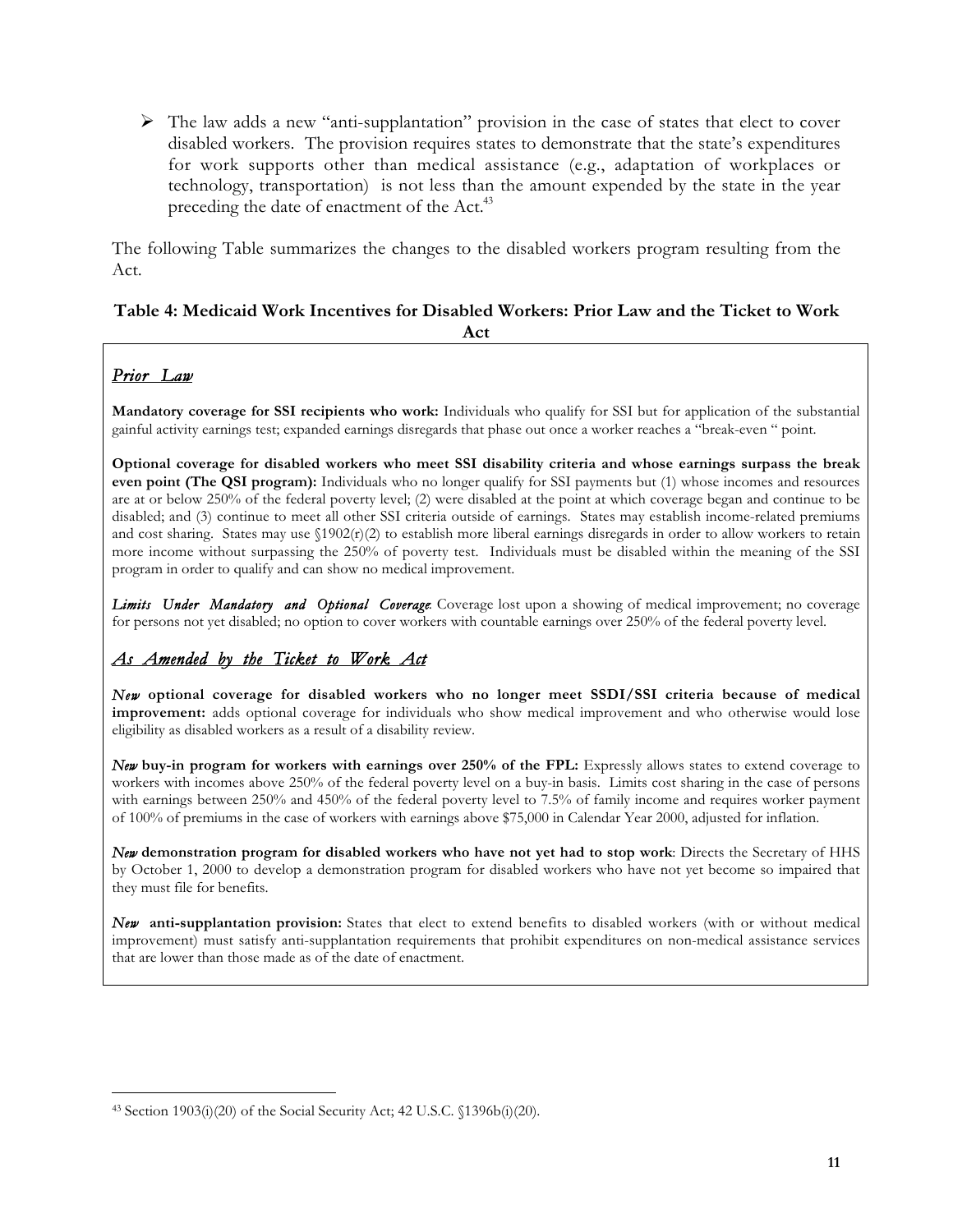- The law adds a new "anti-supplantation" provision in the case of states that elect to cover disabled workers. The provision requires states to demonstrate that the state's expenditures for work supports other than medical assistance (e.g., adaptation of workplaces or technology, transportation) is not less than the amount expended by the state in the year preceding the date of enactment of the Act.[43]

The following Table summarizes the changes to the disabled workers program resulting from the Act.

**Table 4: Medicaid Work Incentives for Disabled Workers: Prior Law and the Ticket to Work Act**

***Prior Law***

**Mandatory coverage for SSI recipients who work:** Individuals who qualify for SSI but for application of the substantial gainful activity earnings test; expanded earnings disregards that phase out once a worker reaches a "break-even " point.

**Optional coverage for disabled workers who meet SSI disability criteria and whose earnings surpass the break even point (The QSI program):** Individuals who no longer qualify for SSI payments but (1) whose incomes and resources are at or below 250% of the federal poverty level; (2) were disabled at the point at which coverage began and continue to be disabled; and (3) continue to meet all other SSI criteria outside of earnings. States may establish income-related premiums and cost sharing. States may use §1902(r)(2) to establish more liberal earnings disregards in order to allow workers to retain more income without surpassing the 250% of poverty test. Individuals must be disabled within the meaning of the SSI program in order to qualify and can show no medical improvement.

***Limits Under Mandatory and Optional Coverage*:** Coverage lost upon a showing of medical improvement; no coverage for persons not yet disabled; no option to cover workers with countable earnings over 250% of the federal poverty level.

***As Amended by the Ticket to Work Act***

***New*** **optional coverage for disabled workers who no longer meet SSDI/SSI criteria because of medical improvement:** adds optional coverage for individuals who show medical improvement and who otherwise would lose eligibility as disabled workers as a result of a disability review.

***New*** **buy-in program for workers with earnings over 250% of the FPL:** Expressly allows states to extend coverage to workers with incomes above 250% of the federal poverty level on a buy-in basis. Limits cost sharing in the case of persons with earnings between 250% and 450% of the federal poverty level to 7.5% of family income and requires worker payment of 100% of premiums in the case of workers with earnings above $75,000 in Calendar Year 2000, adjusted for inflation.

***New*** **demonstration program for disabled workers who have not yet had to stop work**: Directs the Secretary of HHS by October 1, 2000 to develop a demonstration program for disabled workers who have not yet become so impaired that they must file for benefits.

***New*** **anti-supplantation provision:** States that elect to extend benefits to disabled workers (with or without medical improvement) must satisfy anti-supplantation requirements that prohibit expenditures on non-medical assistance services that are lower than those made as of the date of enactment.

---

[43] Section 1903(i)(20) of the Social Security Act; 42 U.S.C. §1396b(i)(20).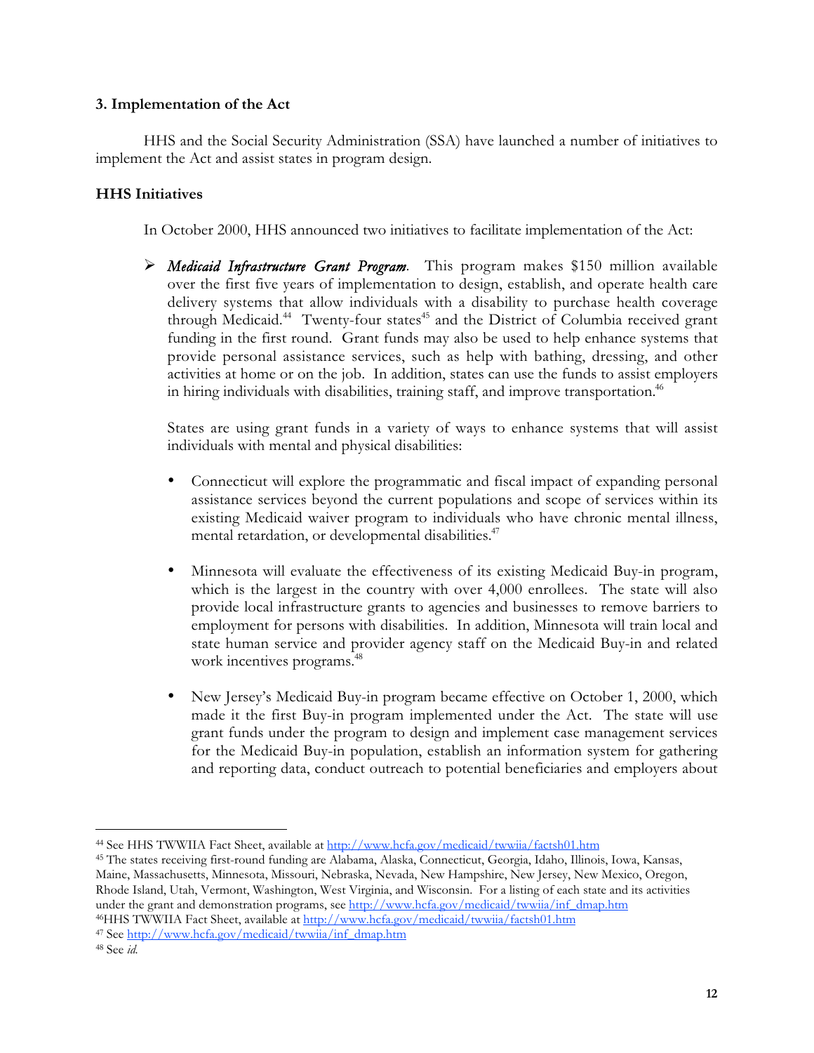### 3. Implementation of the Act

HHS and the Social Security Administration (SSA) have launched a number of initiatives to implement the Act and assist states in program design.

### HHS Initiatives

In October 2000, HHS announced two initiatives to facilitate implementation of the Act:

- ***Medicaid Infrastructure Grant Program***. This program makes $150 million available over the first five years of implementation to design, establish, and operate health care delivery systems that allow individuals with a disability to purchase health coverage through Medicaid.[44] Twenty-four states[45] and the District of Columbia received grant funding in the first round. Grant funds may also be used to help enhance systems that provide personal assistance services, such as help with bathing, dressing, and other activities at home or on the job. In addition, states can use the funds to assist employers in hiring individuals with disabilities, training staff, and improve transportation.[46]

  States are using grant funds in a variety of ways to enhance systems that will assist individuals with mental and physical disabilities:

  - Connecticut will explore the programmatic and fiscal impact of expanding personal assistance services beyond the current populations and scope of services within its existing Medicaid waiver program to individuals who have chronic mental illness, mental retardation, or developmental disabilities.[47]

  - Minnesota will evaluate the effectiveness of its existing Medicaid Buy-in program, which is the largest in the country with over 4,000 enrollees. The state will also provide local infrastructure grants to agencies and businesses to remove barriers to employment for persons with disabilities. In addition, Minnesota will train local and state human service and provider agency staff on the Medicaid Buy-in and related work incentives programs.[48]

  - New Jersey's Medicaid Buy-in program became effective on October 1, 2000, which made it the first Buy-in program implemented under the Act. The state will use grant funds under the program to design and implement case management services for the Medicaid Buy-in population, establish an information system for gathering and reporting data, conduct outreach to potential beneficiaries and employers about

---

[44] See HHS TWWIIA Fact Sheet, available at http://www.hcfa.gov/medicaid/twwiia/factsh01.htm

[45] The states receiving first-round funding are Alabama, Alaska, Connecticut, Georgia, Idaho, Illinois, Iowa, Kansas, Maine, Massachusetts, Minnesota, Missouri, Nebraska, Nevada, New Hampshire, New Jersey, New Mexico, Oregon, Rhode Island, Utah, Vermont, Washington, West Virginia, and Wisconsin. For a listing of each state and its activities under the grant and demonstration programs, see http://www.hcfa.gov/medicaid/twwiia/inf_dmap.htm

[46] HHS TWWIIA Fact Sheet, available at http://www.hcfa.gov/medicaid/twwiia/factsh01.htm

[47] See http://www.hcfa.gov/medicaid/twwiia/inf_dmap.htm

[48] See *id.*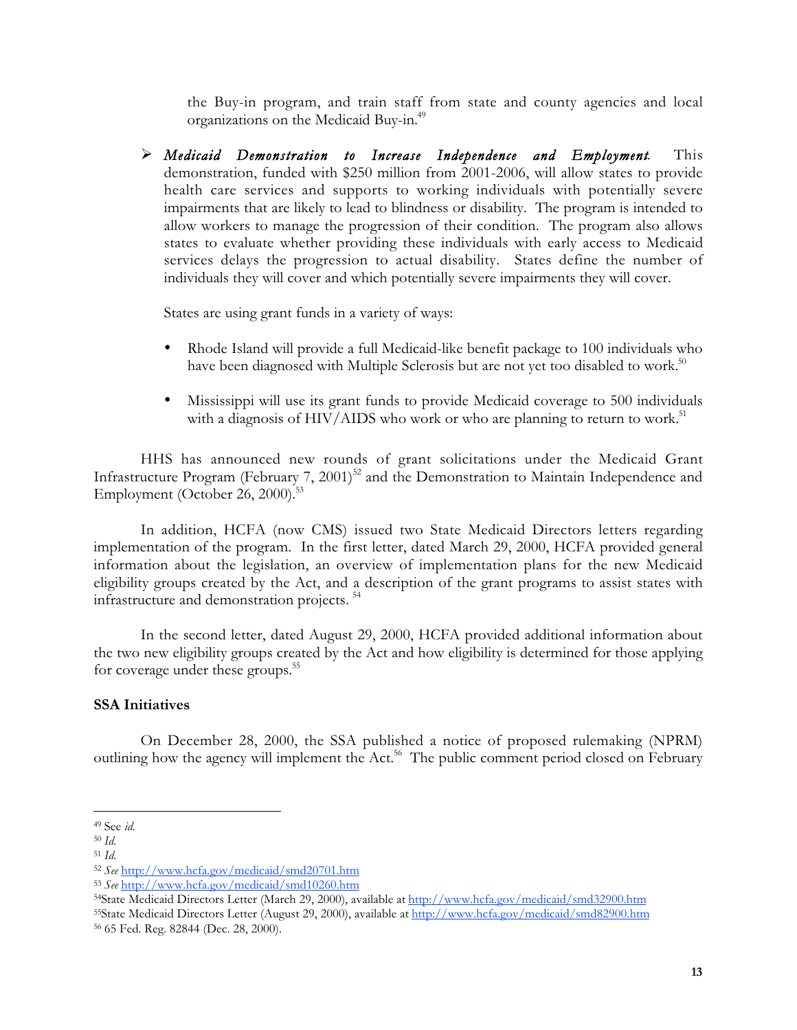the Buy-in program, and train staff from state and county agencies and local organizations on the Medicaid Buy-in.[49]

- ***Medicaid Demonstration to Increase Independence and Employment*.** This demonstration, funded with $250 million from 2001-2006, will allow states to provide health care services and supports to working individuals with potentially severe impairments that are likely to lead to blindness or disability. The program is intended to allow workers to manage the progression of their condition. The program also allows states to evaluate whether providing these individuals with early access to Medicaid services delays the progression to actual disability. States define the number of individuals they will cover and which potentially severe impairments they will cover.

  States are using grant funds in a variety of ways:

  - Rhode Island will provide a full Medicaid-like benefit package to 100 individuals who have been diagnosed with Multiple Sclerosis but are not yet too disabled to work.[50]
  - Mississippi will use its grant funds to provide Medicaid coverage to 500 individuals with a diagnosis of HIV/AIDS who work or who are planning to return to work.[51]

HHS has announced new rounds of grant solicitations under the Medicaid Grant Infrastructure Program (February 7, 2001)[52] and the Demonstration to Maintain Independence and Employment (October 26, 2000).[53]

In addition, HCFA (now CMS) issued two State Medicaid Directors letters regarding implementation of the program. In the first letter, dated March 29, 2000, HCFA provided general information about the legislation, an overview of implementation plans for the new Medicaid eligibility groups created by the Act, and a description of the grant programs to assist states with infrastructure and demonstration projects.[54]

In the second letter, dated August 29, 2000, HCFA provided additional information about the two new eligibility groups created by the Act and how eligibility is determined for those applying for coverage under these groups.[55]

**SSA Initiatives**

On December 28, 2000, the SSA published a notice of proposed rulemaking (NPRM) outlining how the agency will implement the Act.[56] The public comment period closed on February

---

[49] See *id.*
[50] *Id.*
[51] *Id.*
[52] *See* http://www.hcfa.gov/medicaid/smd20701.htm
[53] *See* http://www.hcfa.gov/medicaid/smd10260.htm
[54] State Medicaid Directors Letter (March 29, 2000), available at http://www.hcfa.gov/medicaid/smd32900.htm
[55] State Medicaid Directors Letter (August 29, 2000), available at http://www.hcfa.gov/medicaid/smd82900.htm
[56] 65 Fed. Reg. 82844 (Dec. 28, 2000).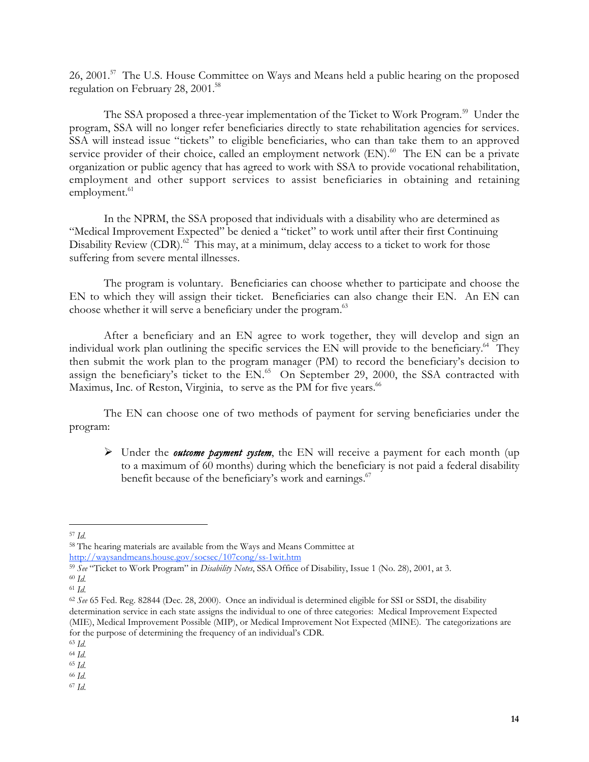26, 2001.[57] The U.S. House Committee on Ways and Means held a public hearing on the proposed regulation on February 28, 2001.[58]

The SSA proposed a three-year implementation of the Ticket to Work Program.[59] Under the program, SSA will no longer refer beneficiaries directly to state rehabilitation agencies for services. SSA will instead issue "tickets" to eligible beneficiaries, who can than take them to an approved service provider of their choice, called an employment network (EN).[60] The EN can be a private organization or public agency that has agreed to work with SSA to provide vocational rehabilitation, employment and other support services to assist beneficiaries in obtaining and retaining employment.[61]

In the NPRM, the SSA proposed that individuals with a disability who are determined as "Medical Improvement Expected" be denied a "ticket" to work until after their first Continuing Disability Review (CDR).[62] This may, at a minimum, delay access to a ticket to work for those suffering from severe mental illnesses.

The program is voluntary. Beneficiaries can choose whether to participate and choose the EN to which they will assign their ticket. Beneficiaries can also change their EN. An EN can choose whether it will serve a beneficiary under the program.[63]

After a beneficiary and an EN agree to work together, they will develop and sign an individual work plan outlining the specific services the EN will provide to the beneficiary.[64] They then submit the work plan to the program manager (PM) to record the beneficiary's decision to assign the beneficiary's ticket to the EN.[65] On September 29, 2000, the SSA contracted with Maximus, Inc. of Reston, Virginia, to serve as the PM for five years.[66]

The EN can choose one of two methods of payment for serving beneficiaries under the program:

- Under the ***outcome payment system***, the EN will receive a payment for each month (up to a maximum of 60 months) during which the beneficiary is not paid a federal disability benefit because of the beneficiary's work and earnings.[67]

---

[57] *Id.*

[58] The hearing materials are available from the Ways and Means Committee at http://waysandmeans.house.gov/socsec/107cong/ss-1wit.htm

[59] *See* "Ticket to Work Program" in *Disability Notes*, SSA Office of Disability, Issue 1 (No. 28), 2001, at 3.

[60] *Id.*

[61] *Id.*

[62] *See* 65 Fed. Reg. 82844 (Dec. 28, 2000). Once an individual is determined eligible for SSI or SSDI, the disability determination service in each state assigns the individual to one of three categories: Medical Improvement Expected (MIE), Medical Improvement Possible (MIP), or Medical Improvement Not Expected (MINE). The categorizations are for the purpose of determining the frequency of an individual's CDR.

[63] *Id.*

[64] *Id.*

[65] *Id.*

[66] *Id.*

[67] *Id.*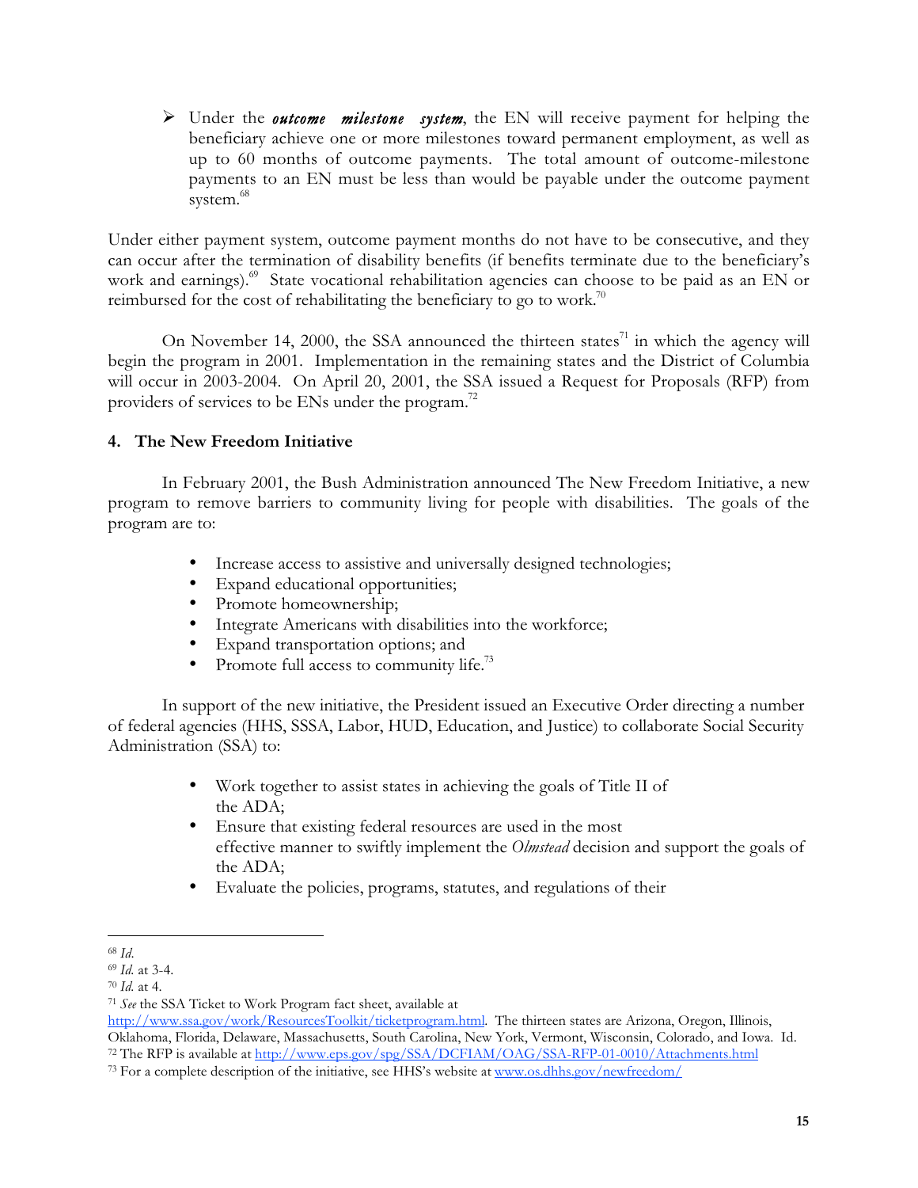- Under the ***outcome milestone system***, the EN will receive payment for helping the beneficiary achieve one or more milestones toward permanent employment, as well as up to 60 months of outcome payments. The total amount of outcome-milestone payments to an EN must be less than would be payable under the outcome payment system.[68]

Under either payment system, outcome payment months do not have to be consecutive, and they can occur after the termination of disability benefits (if benefits terminate due to the beneficiary's work and earnings).[69] State vocational rehabilitation agencies can choose to be paid as an EN or reimbursed for the cost of rehabilitating the beneficiary to go to work.[70]

On November 14, 2000, the SSA announced the thirteen states[71] in which the agency will begin the program in 2001. Implementation in the remaining states and the District of Columbia will occur in 2003-2004. On April 20, 2001, the SSA issued a Request for Proposals (RFP) from providers of services to be ENs under the program.[72]

### 4. The New Freedom Initiative

In February 2001, the Bush Administration announced The New Freedom Initiative, a new program to remove barriers to community living for people with disabilities. The goals of the program are to:

- Increase access to assistive and universally designed technologies;
- Expand educational opportunities;
- Promote homeownership;
- Integrate Americans with disabilities into the workforce;
- Expand transportation options; and
- Promote full access to community life.[73]

In support of the new initiative, the President issued an Executive Order directing a number of federal agencies (HHS, SSSA, Labor, HUD, Education, and Justice) to collaborate Social Security Administration (SSA) to:

- Work together to assist states in achieving the goals of Title II of the ADA;
- Ensure that existing federal resources are used in the most effective manner to swiftly implement the *Olmstead* decision and support the goals of the ADA;
- Evaluate the policies, programs, statutes, and regulations of their

---

[68] *Id.*

[69] *Id.* at 3-4.

[70] *Id.* at 4.

[71] *See* the SSA Ticket to Work Program fact sheet, available at http://www.ssa.gov/work/ResourcesToolkit/ticketprogram.html. The thirteen states are Arizona, Oregon, Illinois, Oklahoma, Florida, Delaware, Massachusetts, South Carolina, New York, Vermont, Wisconsin, Colorado, and Iowa. Id.

[72] The RFP is available at http://www.eps.gov/spg/SSA/DCFIAM/OAG/SSA-RFP-01-0010/Attachments.html

[73] For a complete description of the initiative, see HHS's website at www.os.dhhs.gov/newfreedom/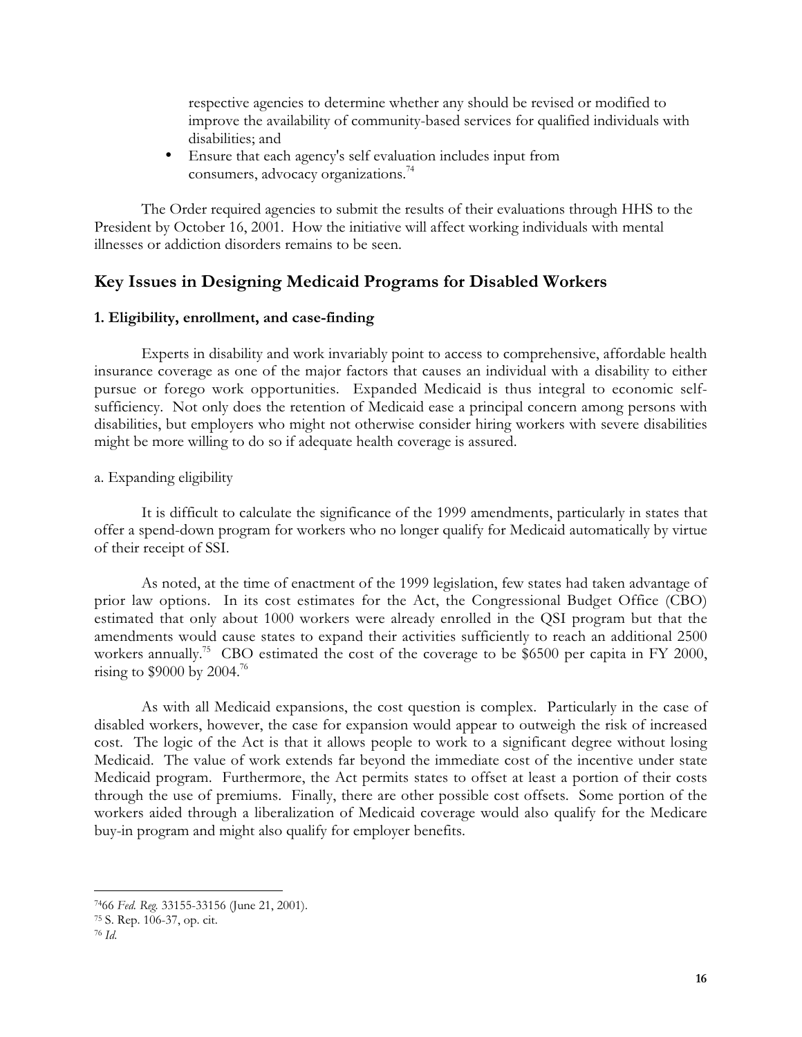respective agencies to determine whether any should be revised or modified to improve the availability of community-based services for qualified individuals with disabilities; and

- Ensure that each agency's self evaluation includes input from consumers, advocacy organizations.[74]

The Order required agencies to submit the results of their evaluations through HHS to the President by October 16, 2001. How the initiative will affect working individuals with mental illnesses or addiction disorders remains to be seen.

## Key Issues in Designing Medicaid Programs for Disabled Workers

### 1. Eligibility, enrollment, and case-finding

Experts in disability and work invariably point to access to comprehensive, affordable health insurance coverage as one of the major factors that causes an individual with a disability to either pursue or forego work opportunities. Expanded Medicaid is thus integral to economic self-sufficiency. Not only does the retention of Medicaid ease a principal concern among persons with disabilities, but employers who might not otherwise consider hiring workers with severe disabilities might be more willing to do so if adequate health coverage is assured.

a. Expanding eligibility

It is difficult to calculate the significance of the 1999 amendments, particularly in states that offer a spend-down program for workers who no longer qualify for Medicaid automatically by virtue of their receipt of SSI.

As noted, at the time of enactment of the 1999 legislation, few states had taken advantage of prior law options. In its cost estimates for the Act, the Congressional Budget Office (CBO) estimated that only about 1000 workers were already enrolled in the QSI program but that the amendments would cause states to expand their activities sufficiently to reach an additional 2500 workers annually.[75] CBO estimated the cost of the coverage to be $6500 per capita in FY 2000, rising to $9000 by 2004.[76]

As with all Medicaid expansions, the cost question is complex. Particularly in the case of disabled workers, however, the case for expansion would appear to outweigh the risk of increased cost. The logic of the Act is that it allows people to work to a significant degree without losing Medicaid. The value of work extends far beyond the immediate cost of the incentive under state Medicaid program. Furthermore, the Act permits states to offset at least a portion of their costs through the use of premiums. Finally, there are other possible cost offsets. Some portion of the workers aided through a liberalization of Medicaid coverage would also qualify for the Medicare buy-in program and might also qualify for employer benefits.

---

[74] 66 *Fed. Reg.* 33155-33156 (June 21, 2001).

[75] S. Rep. 106-37, op. cit.

[76] *Id.*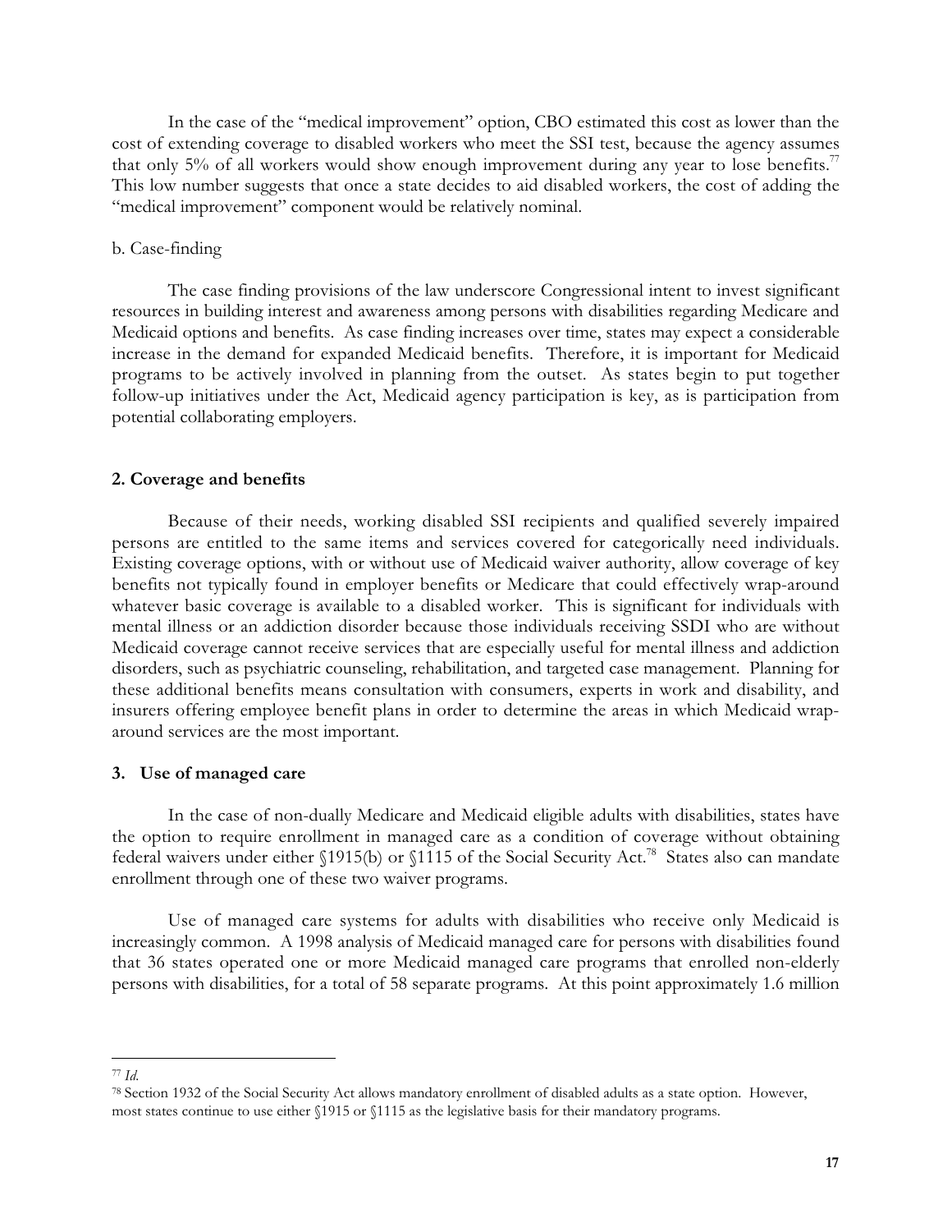In the case of the "medical improvement" option, CBO estimated this cost as lower than the cost of extending coverage to disabled workers who meet the SSI test, because the agency assumes that only 5% of all workers would show enough improvement during any year to lose benefits.[77] This low number suggests that once a state decides to aid disabled workers, the cost of adding the "medical improvement" component would be relatively nominal.

b. Case-finding

The case finding provisions of the law underscore Congressional intent to invest significant resources in building interest and awareness among persons with disabilities regarding Medicare and Medicaid options and benefits. As case finding increases over time, states may expect a considerable increase in the demand for expanded Medicaid benefits. Therefore, it is important for Medicaid programs to be actively involved in planning from the outset. As states begin to put together follow-up initiatives under the Act, Medicaid agency participation is key, as is participation from potential collaborating employers.

**2. Coverage and benefits**

Because of their needs, working disabled SSI recipients and qualified severely impaired persons are entitled to the same items and services covered for categorically need individuals. Existing coverage options, with or without use of Medicaid waiver authority, allow coverage of key benefits not typically found in employer benefits or Medicare that could effectively wrap-around whatever basic coverage is available to a disabled worker. This is significant for individuals with mental illness or an addiction disorder because those individuals receiving SSDI who are without Medicaid coverage cannot receive services that are especially useful for mental illness and addiction disorders, such as psychiatric counseling, rehabilitation, and targeted case management. Planning for these additional benefits means consultation with consumers, experts in work and disability, and insurers offering employee benefit plans in order to determine the areas in which Medicaid wrap-around services are the most important.

**3. Use of managed care**

In the case of non-dually Medicare and Medicaid eligible adults with disabilities, states have the option to require enrollment in managed care as a condition of coverage without obtaining federal waivers under either §1915(b) or §1115 of the Social Security Act.[78] States also can mandate enrollment through one of these two waiver programs.

Use of managed care systems for adults with disabilities who receive only Medicaid is increasingly common. A 1998 analysis of Medicaid managed care for persons with disabilities found that 36 states operated one or more Medicaid managed care programs that enrolled non-elderly persons with disabilities, for a total of 58 separate programs. At this point approximately 1.6 million

---

[77] *Id.*

[78] Section 1932 of the Social Security Act allows mandatory enrollment of disabled adults as a state option. However, most states continue to use either §1915 or §1115 as the legislative basis for their mandatory programs.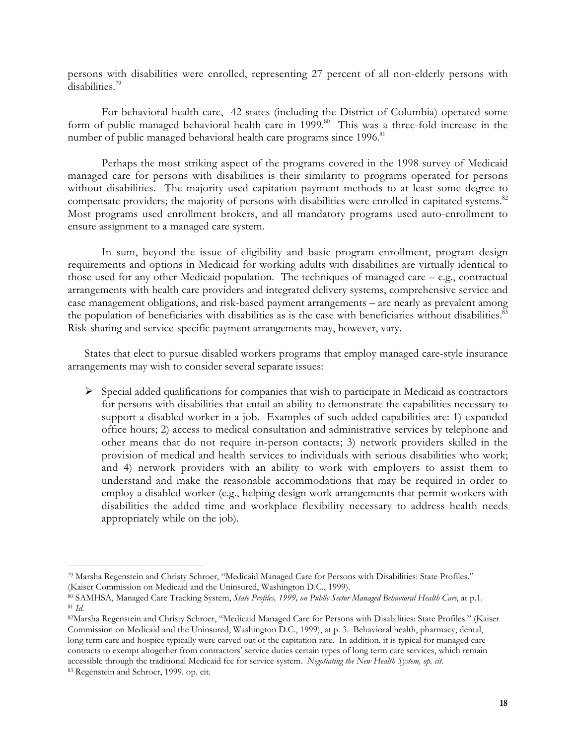persons with disabilities were enrolled, representing 27 percent of all non-elderly persons with disabilities.[79]

For behavioral health care, 42 states (including the District of Columbia) operated some form of public managed behavioral health care in 1999.[80] This was a three-fold increase in the number of public managed behavioral health care programs since 1996.[81]

Perhaps the most striking aspect of the programs covered in the 1998 survey of Medicaid managed care for persons with disabilities is their similarity to programs operated for persons without disabilities. The majority used capitation payment methods to at least some degree to compensate providers; the majority of persons with disabilities were enrolled in capitated systems.[82] Most programs used enrollment brokers, and all mandatory programs used auto-enrollment to ensure assignment to a managed care system.

In sum, beyond the issue of eligibility and basic program enrollment, program design requirements and options in Medicaid for working adults with disabilities are virtually identical to those used for any other Medicaid population. The techniques of managed care – e.g., contractual arrangements with health care providers and integrated delivery systems, comprehensive service and case management obligations, and risk-based payment arrangements – are nearly as prevalent among the population of beneficiaries with disabilities as is the case with beneficiaries without disabilities.[83] Risk-sharing and service-specific payment arrangements may, however, vary.

States that elect to pursue disabled workers programs that employ managed care-style insurance arrangements may wish to consider several separate issues:

- Special added qualifications for companies that wish to participate in Medicaid as contractors for persons with disabilities that entail an ability to demonstrate the capabilities necessary to support a disabled worker in a job. Examples of such added capabilities are: 1) expanded office hours; 2) access to medical consultation and administrative services by telephone and other means that do not require in-person contacts; 3) network providers skilled in the provision of medical and health services to individuals with serious disabilities who work; and 4) network providers with an ability to work with employers to assist them to understand and make the reasonable accommodations that may be required in order to employ a disabled worker (e.g., helping design work arrangements that permit workers with disabilities the added time and workplace flexibility necessary to address health needs appropriately while on the job).

---

[79] Marsha Regenstein and Christy Schroer, "Medicaid Managed Care for Persons with Disabilities: State Profiles." (Kaiser Commission on Medicaid and the Uninsured, Washington D.C., 1999).

[80] SAMHSA, Managed Care Tracking System, *State Profiles, 1999, on Public Sector Managed Behavioral Health Care*, at p.1.

[81] *Id.*

[82] Marsha Regenstein and Christy Schroer, "Medicaid Managed Care for Persons with Disabilities: State Profiles." (Kaiser Commission on Medicaid and the Uninsured, Washington D.C., 1999), at p. 3. Behavioral health, pharmacy, dental, long term care and hospice typically were carved out of the capitation rate. In addition, it is typical for managed care contracts to exempt altogether from contractors' service duties certain types of long term care services, which remain accessible through the traditional Medicaid fee for service system. *Negotiating the New Health System, op. cit.*

[83] Regenstein and Schroer, 1999. op. cit.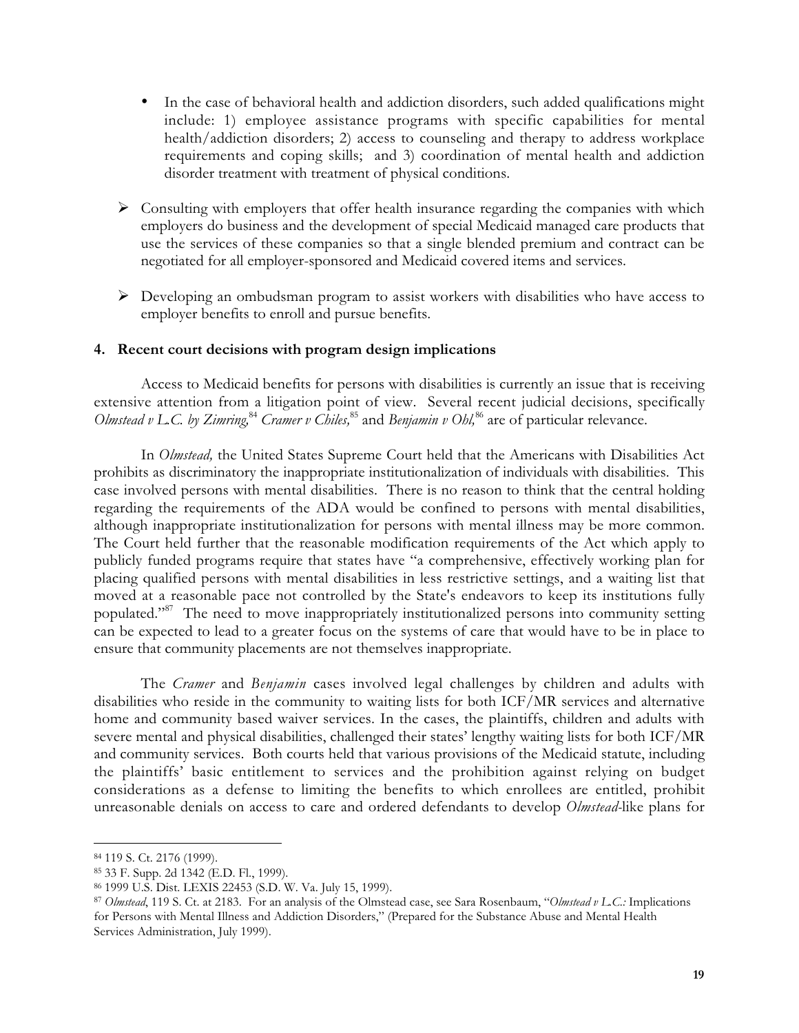- In the case of behavioral health and addiction disorders, such added qualifications might include: 1) employee assistance programs with specific capabilities for mental health/addiction disorders; 2) access to counseling and therapy to address workplace requirements and coping skills; and 3) coordination of mental health and addiction disorder treatment with treatment of physical conditions.

- Consulting with employers that offer health insurance regarding the companies with which employers do business and the development of special Medicaid managed care products that use the services of these companies so that a single blended premium and contract can be negotiated for all employer-sponsored and Medicaid covered items and services.

- Developing an ombudsman program to assist workers with disabilities who have access to employer benefits to enroll and pursue benefits.

**4. Recent court decisions with program design implications**

Access to Medicaid benefits for persons with disabilities is currently an issue that is receiving extensive attention from a litigation point of view. Several recent judicial decisions, specifically *Olmstead v L.C. by Zimring,*[84] *Cramer v Chiles,*[85] and *Benjamin v Ohl,*[86] are of particular relevance.

In *Olmstead,* the United States Supreme Court held that the Americans with Disabilities Act prohibits as discriminatory the inappropriate institutionalization of individuals with disabilities. This case involved persons with mental disabilities. There is no reason to think that the central holding regarding the requirements of the ADA would be confined to persons with mental disabilities, although inappropriate institutionalization for persons with mental illness may be more common. The Court held further that the reasonable modification requirements of the Act which apply to publicly funded programs require that states have "a comprehensive, effectively working plan for placing qualified persons with mental disabilities in less restrictive settings, and a waiting list that moved at a reasonable pace not controlled by the State's endeavors to keep its institutions fully populated."[87] The need to move inappropriately institutionalized persons into community setting can be expected to lead to a greater focus on the systems of care that would have to be in place to ensure that community placements are not themselves inappropriate.

The *Cramer* and *Benjamin* cases involved legal challenges by children and adults with disabilities who reside in the community to waiting lists for both ICF/MR services and alternative home and community based waiver services. In the cases, the plaintiffs, children and adults with severe mental and physical disabilities, challenged their states' lengthy waiting lists for both ICF/MR and community services. Both courts held that various provisions of the Medicaid statute, including the plaintiffs' basic entitlement to services and the prohibition against relying on budget considerations as a defense to limiting the benefits to which enrollees are entitled, prohibit unreasonable denials on access to care and ordered defendants to develop *Olmstead*-like plans for

---

[84] 119 S. Ct. 2176 (1999).

[85] 33 F. Supp. 2d 1342 (E.D. Fl., 1999).

[86] 1999 U.S. Dist. LEXIS 22453 (S.D. W. Va. July 15, 1999).

[87] *Olmstead*, 119 S. Ct. at 2183. For an analysis of the Olmstead case, see Sara Rosenbaum, "*Olmstead v L.C.:* Implications for Persons with Mental Illness and Addiction Disorders," (Prepared for the Substance Abuse and Mental Health Services Administration, July 1999).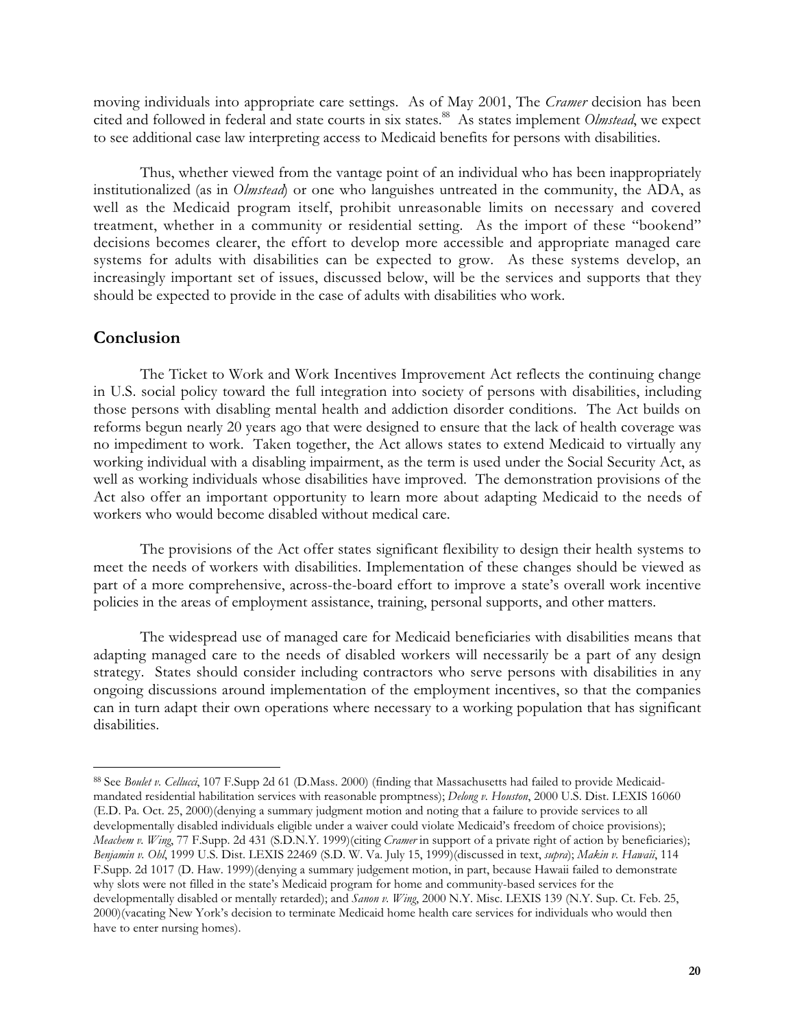moving individuals into appropriate care settings. As of May 2001, The *Cramer* decision has been cited and followed in federal and state courts in six states.[88] As states implement *Olmstead*, we expect to see additional case law interpreting access to Medicaid benefits for persons with disabilities.

Thus, whether viewed from the vantage point of an individual who has been inappropriately institutionalized (as in *Olmstead*) or one who languishes untreated in the community, the ADA, as well as the Medicaid program itself, prohibit unreasonable limits on necessary and covered treatment, whether in a community or residential setting. As the import of these "bookend" decisions becomes clearer, the effort to develop more accessible and appropriate managed care systems for adults with disabilities can be expected to grow. As these systems develop, an increasingly important set of issues, discussed below, will be the services and supports that they should be expected to provide in the case of adults with disabilities who work.

## Conclusion

The Ticket to Work and Work Incentives Improvement Act reflects the continuing change in U.S. social policy toward the full integration into society of persons with disabilities, including those persons with disabling mental health and addiction disorder conditions. The Act builds on reforms begun nearly 20 years ago that were designed to ensure that the lack of health coverage was no impediment to work. Taken together, the Act allows states to extend Medicaid to virtually any working individual with a disabling impairment, as the term is used under the Social Security Act, as well as working individuals whose disabilities have improved. The demonstration provisions of the Act also offer an important opportunity to learn more about adapting Medicaid to the needs of workers who would become disabled without medical care.

The provisions of the Act offer states significant flexibility to design their health systems to meet the needs of workers with disabilities. Implementation of these changes should be viewed as part of a more comprehensive, across-the-board effort to improve a state's overall work incentive policies in the areas of employment assistance, training, personal supports, and other matters.

The widespread use of managed care for Medicaid beneficiaries with disabilities means that adapting managed care to the needs of disabled workers will necessarily be a part of any design strategy. States should consider including contractors who serve persons with disabilities in any ongoing discussions around implementation of the employment incentives, so that the companies can in turn adapt their own operations where necessary to a working population that has significant disabilities.

---

[88] See *Boulet v. Cellucci*, 107 F.Supp 2d 61 (D.Mass. 2000) (finding that Massachusetts had failed to provide Medicaid-mandated residential habilitation services with reasonable promptness); *Delong v. Houston*, 2000 U.S. Dist. LEXIS 16060 (E.D. Pa. Oct. 25, 2000)(denying a summary judgment motion and noting that a failure to provide services to all developmentally disabled individuals eligible under a waiver could violate Medicaid's freedom of choice provisions); *Meachem v. Wing*, 77 F.Supp. 2d 431 (S.D.N.Y. 1999)(citing *Cramer* in support of a private right of action by beneficiaries); *Benjamin v. Ohl*, 1999 U.S. Dist. LEXIS 22469 (S.D. W. Va. July 15, 1999)(discussed in text, *supra*); *Makin v. Hawaii*, 114 F.Supp. 2d 1017 (D. Haw. 1999)(denying a summary judgement motion, in part, because Hawaii failed to demonstrate why slots were not filled in the state's Medicaid program for home and community-based services for the developmentally disabled or mentally retarded); and *Sanon v. Wing*, 2000 N.Y. Misc. LEXIS 139 (N.Y. Sup. Ct. Feb. 25, 2000)(vacating New York's decision to terminate Medicaid home health care services for individuals who would then have to enter nursing homes).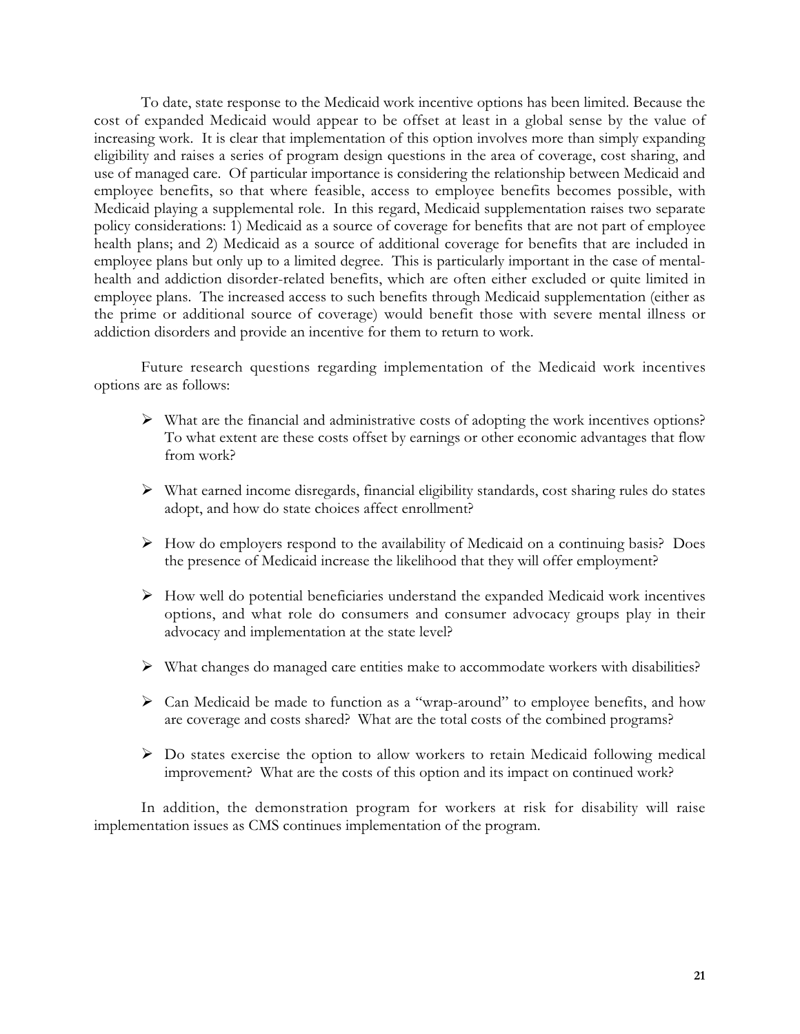To date, state response to the Medicaid work incentive options has been limited. Because the cost of expanded Medicaid would appear to be offset at least in a global sense by the value of increasing work. It is clear that implementation of this option involves more than simply expanding eligibility and raises a series of program design questions in the area of coverage, cost sharing, and use of managed care. Of particular importance is considering the relationship between Medicaid and employee benefits, so that where feasible, access to employee benefits becomes possible, with Medicaid playing a supplemental role. In this regard, Medicaid supplementation raises two separate policy considerations: 1) Medicaid as a source of coverage for benefits that are not part of employee health plans; and 2) Medicaid as a source of additional coverage for benefits that are included in employee plans but only up to a limited degree. This is particularly important in the case of mental-health and addiction disorder-related benefits, which are often either excluded or quite limited in employee plans. The increased access to such benefits through Medicaid supplementation (either as the prime or additional source of coverage) would benefit those with severe mental illness or addiction disorders and provide an incentive for them to return to work.

Future research questions regarding implementation of the Medicaid work incentives options are as follows:

- What are the financial and administrative costs of adopting the work incentives options? To what extent are these costs offset by earnings or other economic advantages that flow from work?
- What earned income disregards, financial eligibility standards, cost sharing rules do states adopt, and how do state choices affect enrollment?
- How do employers respond to the availability of Medicaid on a continuing basis? Does the presence of Medicaid increase the likelihood that they will offer employment?
- How well do potential beneficiaries understand the expanded Medicaid work incentives options, and what role do consumers and consumer advocacy groups play in their advocacy and implementation at the state level?
- What changes do managed care entities make to accommodate workers with disabilities?
- Can Medicaid be made to function as a "wrap-around" to employee benefits, and how are coverage and costs shared? What are the total costs of the combined programs?
- Do states exercise the option to allow workers to retain Medicaid following medical improvement? What are the costs of this option and its impact on continued work?

In addition, the demonstration program for workers at risk for disability will raise implementation issues as CMS continues implementation of the program.